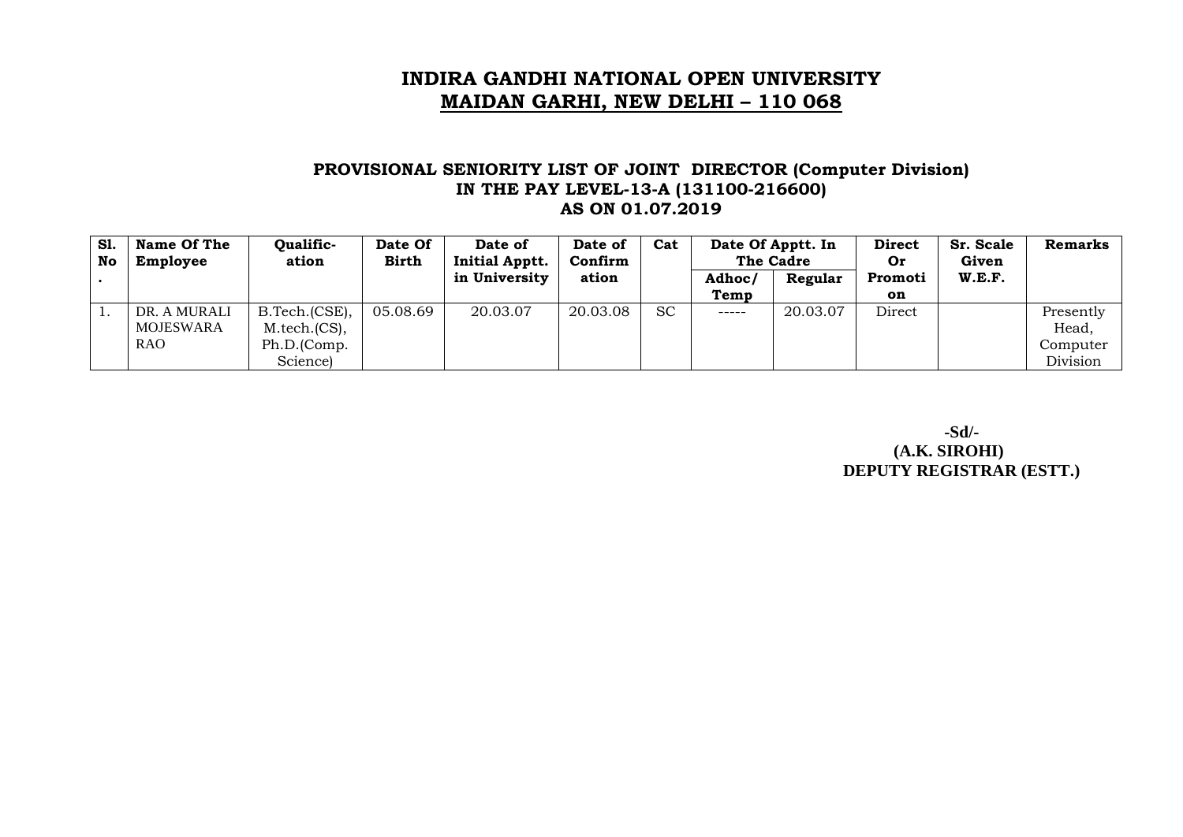# INDIRA GANDHI NATIONAL OPEN UNIVERSITY
## MAIDAN GARHI, NEW DELHI – 110 068

### PROVISIONAL SENIORITY LIST OF JOINT DIRECTOR (Computer Division) IN THE PAY LEVEL-13-A (131100-216600) AS ON 01.07.2019

| Sl. No. | Name Of The Employee | Qualific-ation | Date Of Birth | Date of Initial Apptt. in University | Date of Confirmation | Cat | Date Of Apptt. In The Cadre | | Direct Or Promotion | Sr. Scale Given W.E.F. | Remarks |
|---|---|---|---|---|---|---|---|---|---|---|---|
| | | | | | | | Adhoc/ Temp | Regular | | | |
| 1. | DR. A MURALI MOJESWARA RAO | B.Tech.(CSE), M.tech.(CS), Ph.D.(Comp. Science) | 05.08.69 | 20.03.07 | 20.03.08 | SC | ----- | 20.03.07 | Direct | | Presently Head, Computer Division |

**-Sd/-**
**(A.K. SIROHI)**
**DEPUTY REGISTRAR (ESTT.)**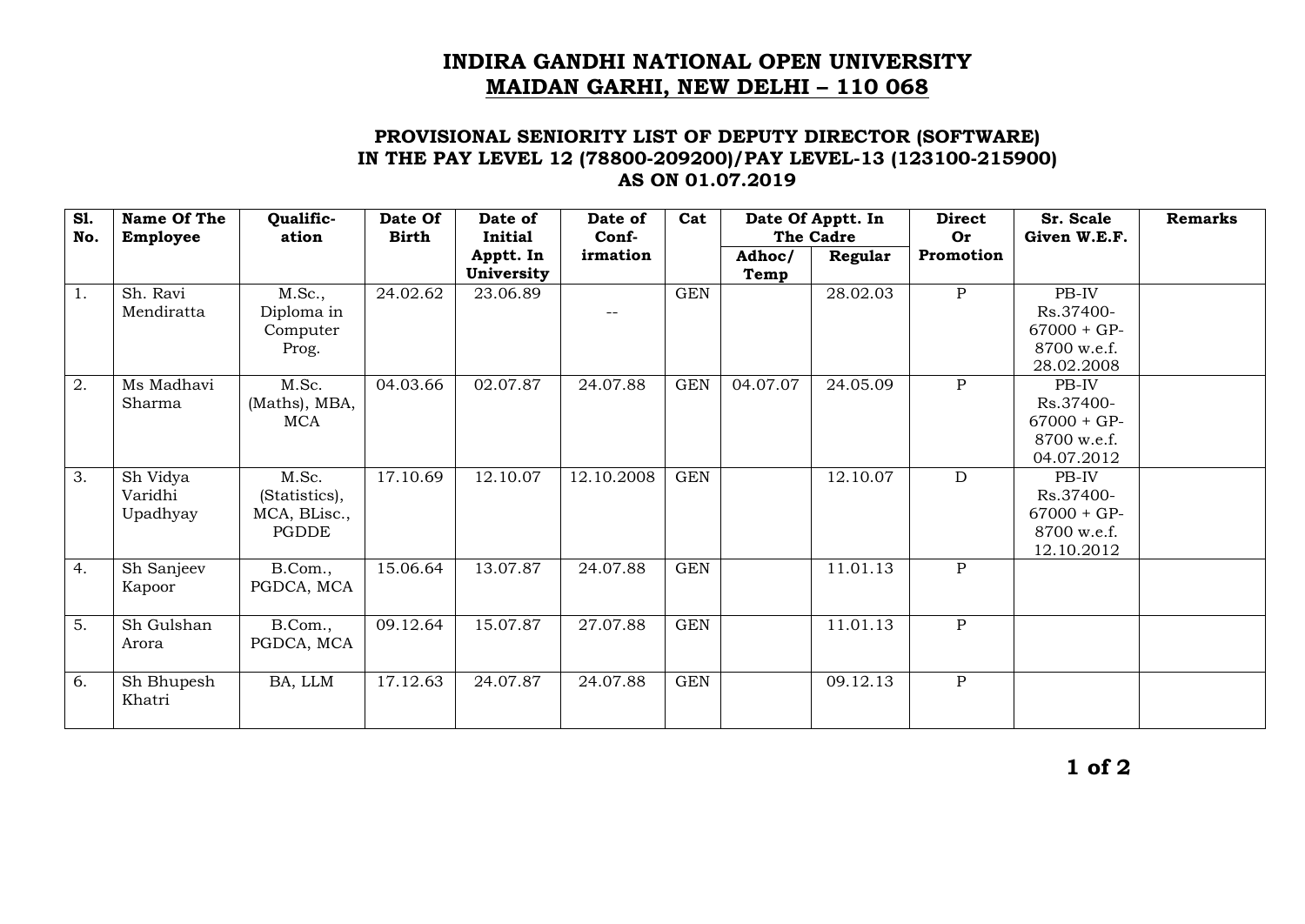# INDIRA GANDHI NATIONAL OPEN UNIVERSITY
## MAIDAN GARHI, NEW DELHI – 110 068

### PROVISIONAL SENIORITY LIST OF DEPUTY DIRECTOR (SOFTWARE) IN THE PAY LEVEL 12 (78800-209200)/PAY LEVEL-13 (123100-215900) AS ON 01.07.2019

| Sl. No. | Name Of The Employee | Qualific-ation | Date Of Birth | Date of Initial Apptt. In University | Date of Conf-irmation | Cat | Date Of Apptt. In The Cadre | | Direct Or Promotion | Sr. Scale Given W.E.F. | Remarks |
|---|---|---|---|---|---|---|---|---|---|---|---|
| | | | | | | | Adhoc/ Temp | Regular | | | |
| 1. | Sh. Ravi Mendiratta | M.Sc., Diploma in Computer Prog. | 24.02.62 | 23.06.89 | -- | GEN | | 28.02.03 | P | PB-IV Rs.37400-67000 + GP-8700 w.e.f. 28.02.2008 | |
| 2. | Ms Madhavi Sharma | M.Sc. (Maths), MBA, MCA | 04.03.66 | 02.07.87 | 24.07.88 | GEN | 04.07.07 | 24.05.09 | P | PB-IV Rs.37400-67000 + GP-8700 w.e.f. 04.07.2012 | |
| 3. | Sh Vidya Varidhi Upadhyay | M.Sc. (Statistics), MCA, BLisc., PGDDE | 17.10.69 | 12.10.07 | 12.10.2008 | GEN | | 12.10.07 | D | PB-IV Rs.37400-67000 + GP-8700 w.e.f. 12.10.2012 | |
| 4. | Sh Sanjeev Kapoor | B.Com., PGDCA, MCA | 15.06.64 | 13.07.87 | 24.07.88 | GEN | | 11.01.13 | P | | |
| 5. | Sh Gulshan Arora | B.Com., PGDCA, MCA | 09.12.64 | 15.07.87 | 27.07.88 | GEN | | 11.01.13 | P | | |
| 6. | Sh Bhupesh Khatri | BA, LLM | 17.12.63 | 24.07.87 | 24.07.88 | GEN | | 09.12.13 | P | | |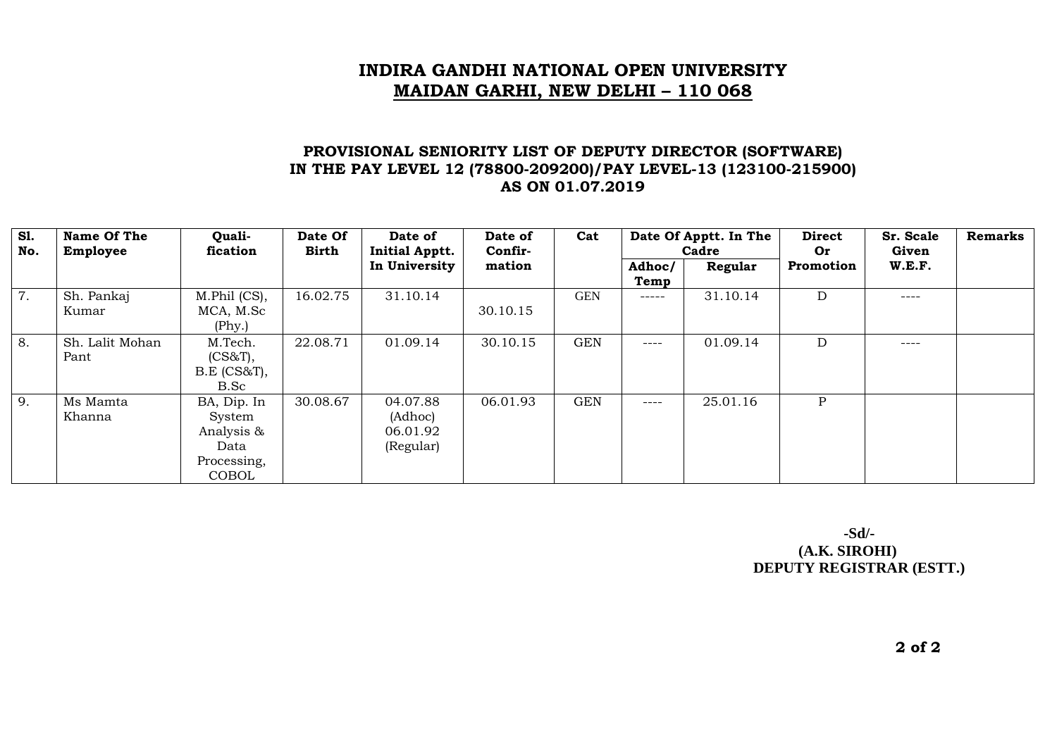# INDIRA GANDHI NATIONAL OPEN UNIVERSITY
## MAIDAN GARHI, NEW DELHI – 110 068

### PROVISIONAL SENIORITY LIST OF DEPUTY DIRECTOR (SOFTWARE) IN THE PAY LEVEL 12 (78800-209200)/PAY LEVEL-13 (123100-215900) AS ON 01.07.2019

| Sl. No. | Name Of The Employee | Quali-fication | Date Of Birth | Date of Initial Apptt. In University | Date of Confir-mation | Cat | Date Of Apptt. In The Cadre | | Direct Or Promotion | Sr. Scale Given W.E.F. | Remarks |
|---|---|---|---|---|---|---|---|---|---|---|---|
| | | | | | | | Adhoc/ Temp | Regular | | | |
| 7. | Sh. Pankaj Kumar | M.Phil (CS), MCA, M.Sc (Phy.) | 16.02.75 | 31.10.14 | 30.10.15 | GEN | ----- | 31.10.14 | D | ---- | |
| 8. | Sh. Lalit Mohan Pant | M.Tech. (CS&T), B.E (CS&T), B.Sc | 22.08.71 | 01.09.14 | 30.10.15 | GEN | ---- | 01.09.14 | D | ---- | |
| 9. | Ms Mamta Khanna | BA, Dip. In System Analysis & Data Processing, COBOL | 30.08.67 | 04.07.88 (Adhoc) 06.01.92 (Regular) | 06.01.93 | GEN | ---- | 25.01.16 | P | | |

**-Sd/-**
**(A.K. SIROHI)**
**DEPUTY REGISTRAR (ESTT.)**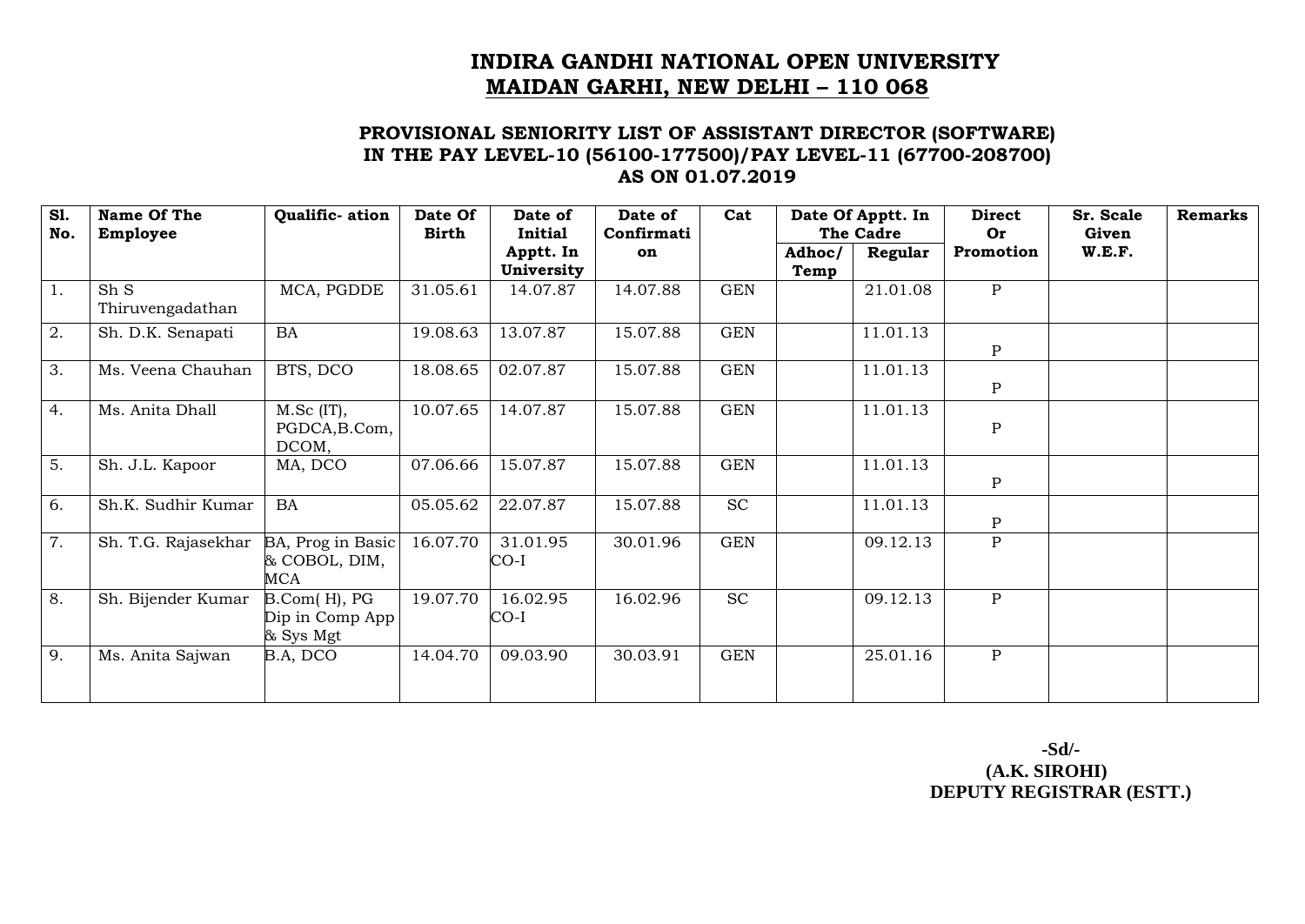# INDIRA GANDHI NATIONAL OPEN UNIVERSITY
## MAIDAN GARHI, NEW DELHI – 110 068

### PROVISIONAL SENIORITY LIST OF ASSISTANT DIRECTOR (SOFTWARE) IN THE PAY LEVEL-10 (56100-177500)/PAY LEVEL-11 (67700-208700) AS ON 01.07.2019

| Sl. No. | Name Of The Employee | Qualific- ation | Date Of Birth | Date of Initial Apptt. In University | Date of Confirmation | Cat | Date Of Apptt. In The Cadre | | Direct Or Promotion | Sr. Scale Given W.E.F. | Remarks |
|---|---|---|---|---|---|---|---|---|---|---|---|
| | | | | | | | Adhoc/ Temp | Regular | | | |
| 1. | Sh S Thiruvengadathan | MCA, PGDDE | 31.05.61 | 14.07.87 | 14.07.88 | GEN | | 21.01.08 | P | | |
| 2. | Sh. D.K. Senapati | BA | 19.08.63 | 13.07.87 | 15.07.88 | GEN | | 11.01.13 | P | | |
| 3. | Ms. Veena Chauhan | BTS, DCO | 18.08.65 | 02.07.87 | 15.07.88 | GEN | | 11.01.13 | P | | |
| 4. | Ms. Anita Dhall | M.Sc (IT), PGDCA,B.Com, DCOM, | 10.07.65 | 14.07.87 | 15.07.88 | GEN | | 11.01.13 | P | | |
| 5. | Sh. J.L. Kapoor | MA, DCO | 07.06.66 | 15.07.87 | 15.07.88 | GEN | | 11.01.13 | P | | |
| 6. | Sh.K. Sudhir Kumar | BA | 05.05.62 | 22.07.87 | 15.07.88 | SC | | 11.01.13 | P | | |
| 7. | Sh. T.G. Rajasekhar | BA, Prog in Basic & COBOL, DIM, MCA | 16.07.70 | 31.01.95 CO-I | 30.01.96 | GEN | | 09.12.13 | P | | |
| 8. | Sh. Bijender Kumar | B.Com( H), PG Dip in Comp App & Sys Mgt | 19.07.70 | 16.02.95 CO-I | 16.02.96 | SC | | 09.12.13 | P | | |
| 9. | Ms. Anita Sajwan | B.A, DCO | 14.04.70 | 09.03.90 | 30.03.91 | GEN | | 25.01.16 | P | | |

**-Sd/-**
**(A.K. SIROHI)**
**DEPUTY REGISTRAR (ESTT.)**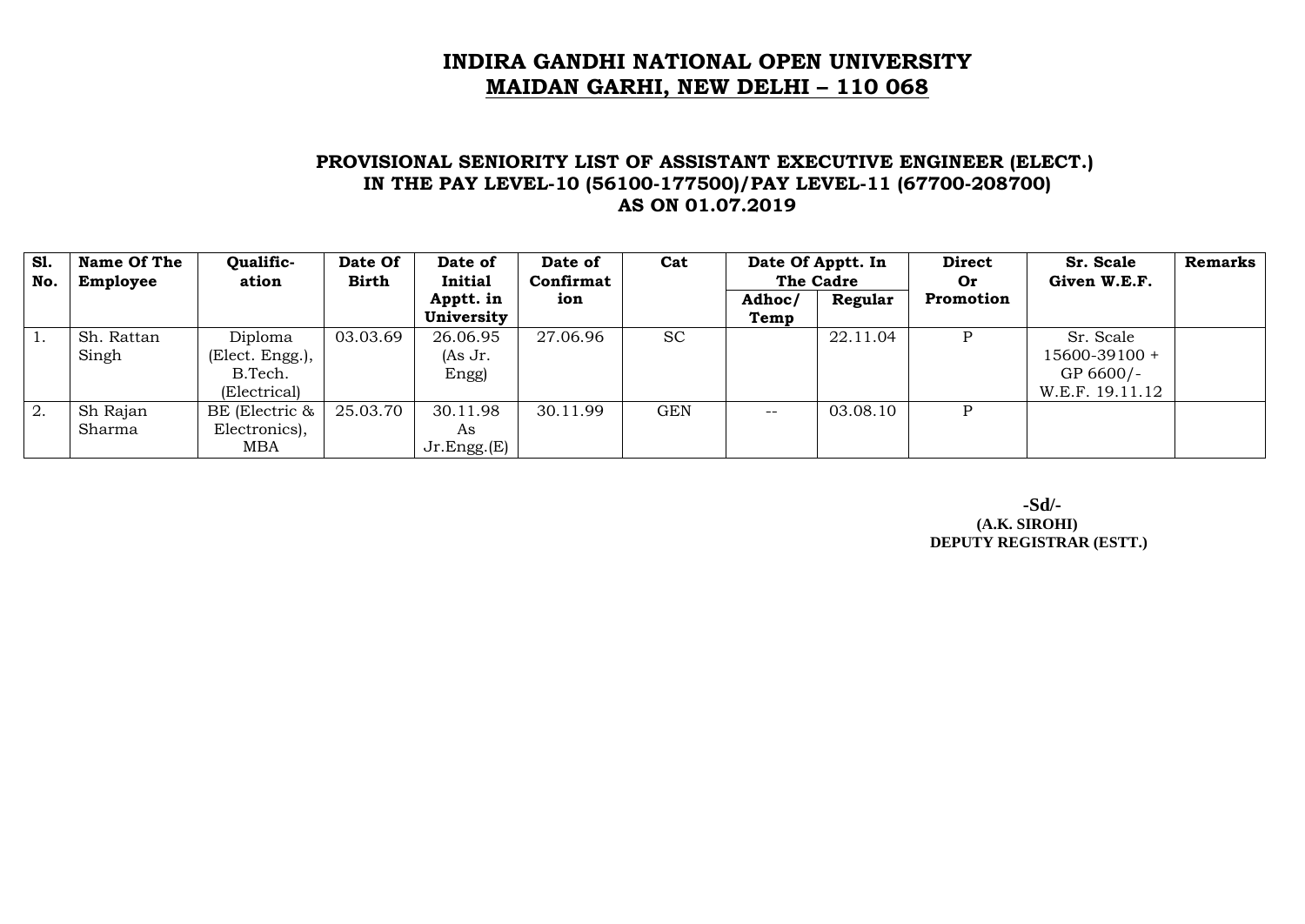# INDIRA GANDHI NATIONAL OPEN UNIVERSITY
## MAIDAN GARHI, NEW DELHI – 110 068

### PROVISIONAL SENIORITY LIST OF ASSISTANT EXECUTIVE ENGINEER (ELECT.) IN THE PAY LEVEL-10 (56100-177500)/PAY LEVEL-11 (67700-208700) AS ON 01.07.2019

| Sl. No. | Name Of The Employee | Qualification | Date Of Birth | Date of Initial Apptt. in University | Date of Confirmation | Cat | Date Of Apptt. In The Cadre | | Direct Or Promotion | Sr. Scale Given W.E.F. | Remarks |
|---|---|---|---|---|---|---|---|---|---|---|---|
| | | | | | | | Adhoc/ Temp | Regular | | | |
| 1. | Sh. Rattan Singh | Diploma (Elect. Engg.), B.Tech. (Electrical) | 03.03.69 | 26.06.95 (As Jr. Engg) | 27.06.96 | SC | | 22.11.04 | P | Sr. Scale 15600-39100 + GP 6600/- W.E.F. 19.11.12 | |
| 2. | Sh Rajan Sharma | BE (Electric & Electronics), MBA | 25.03.70 | 30.11.98 As Jr.Engg.(E) | 30.11.99 | GEN | -- | 03.08.10 | P | | |

-Sd/-
(A.K. SIROHI)
DEPUTY REGISTRAR (ESTT.)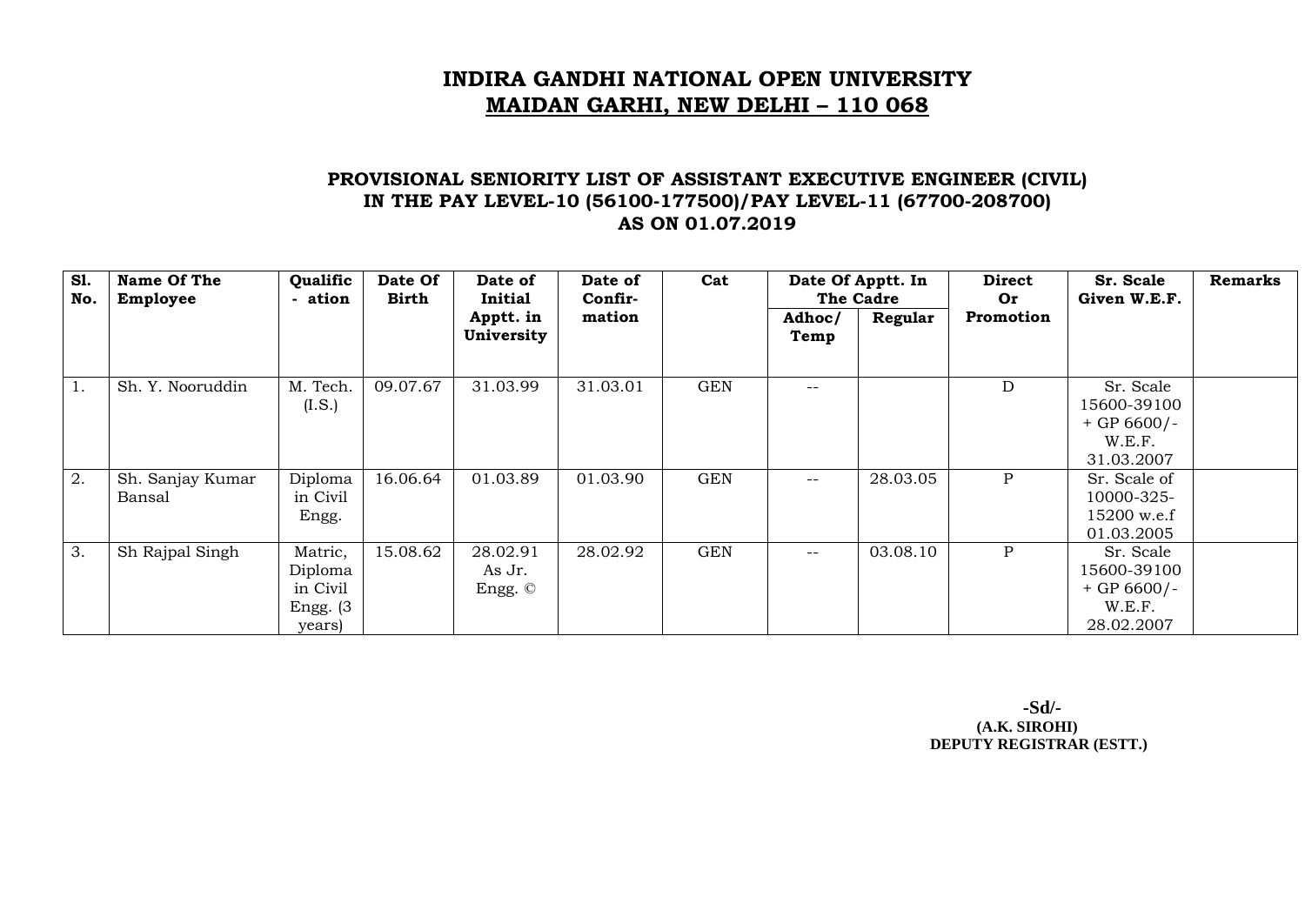# INDIRA GANDHI NATIONAL OPEN UNIVERSITY
## MAIDAN GARHI, NEW DELHI – 110 068

### PROVISIONAL SENIORITY LIST OF ASSISTANT EXECUTIVE ENGINEER (CIVIL) IN THE PAY LEVEL-10 (56100-177500)/PAY LEVEL-11 (67700-208700) AS ON 01.07.2019

| Sl. No. | Name Of The Employee | Qualific - ation | Date Of Birth | Date of Initial Apptt. in University | Date of Confir- mation | Cat | Date Of Apptt. In The Cadre | | Direct Or Promotion | Sr. Scale Given W.E.F. | Remarks |
|---|---|---|---|---|---|---|---|---|---|---|---|
| | | | | | | | Adhoc/ Temp | Regular | | | |
| 1. | Sh. Y. Nooruddin | M. Tech. (I.S.) | 09.07.67 | 31.03.99 | 31.03.01 | GEN | -- | | D | Sr. Scale 15600-39100 + GP 6600/- W.E.F. 31.03.2007 | |
| 2. | Sh. Sanjay Kumar Bansal | Diploma in Civil Engg. | 16.06.64 | 01.03.89 | 01.03.90 | GEN | -- | 28.03.05 | P | Sr. Scale of 10000-325-15200 w.e.f 01.03.2005 | |
| 3. | Sh Rajpal Singh | Matric, Diploma in Civil Engg. (3 years) | 15.08.62 | 28.02.91 As Jr. Engg. © | 28.02.92 | GEN | -- | 03.08.10 | P | Sr. Scale 15600-39100 + GP 6600/- W.E.F. 28.02.2007 | |

**-Sd/-**
**(A.K. SIROHI)**
**DEPUTY REGISTRAR (ESTT.)**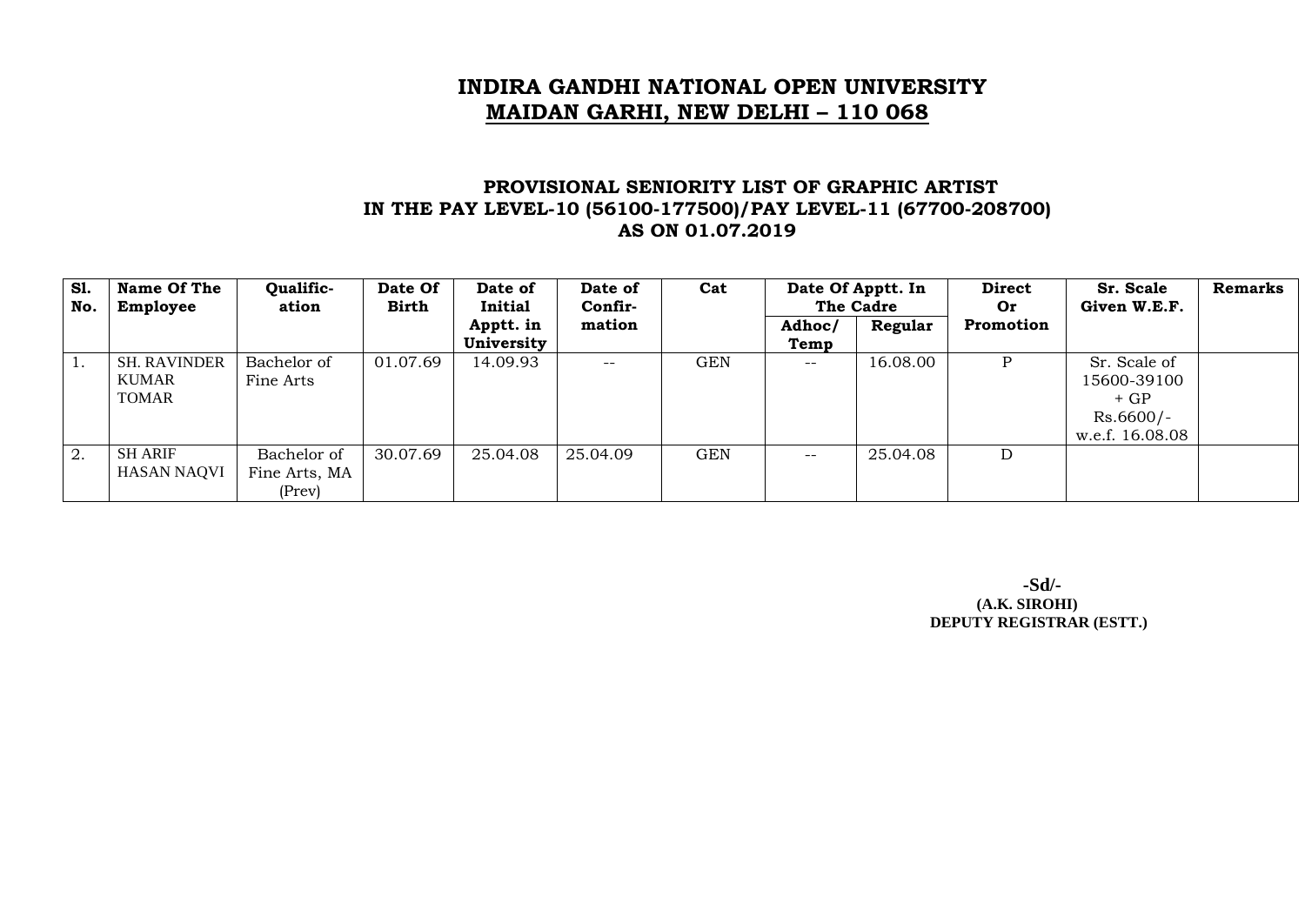# INDIRA GANDHI NATIONAL OPEN UNIVERSITY
## MAIDAN GARHI, NEW DELHI – 110 068

### PROVISIONAL SENIORITY LIST OF GRAPHIC ARTIST IN THE PAY LEVEL-10 (56100-177500)/PAY LEVEL-11 (67700-208700) AS ON 01.07.2019

| Sl. No. | Name Of The Employee | Qualific-ation | Date Of Birth | Date of Initial Apptt. in University | Date of Confir-mation | Cat | Date Of Apptt. In The Cadre | | Direct Or Promotion | Sr. Scale Given W.E.F. | Remarks |
|---|---|---|---|---|---|---|---|---|---|---|---|
| | | | | | | | Adhoc/ Temp | Regular | | | |
| 1. | SH. RAVINDER KUMAR TOMAR | Bachelor of Fine Arts | 01.07.69 | 14.09.93 | -- | GEN | -- | 16.08.00 | P | Sr. Scale of 15600-39100 + GP Rs.6600/- w.e.f. 16.08.08 | |
| 2. | SH ARIF HASAN NAQVI | Bachelor of Fine Arts, MA (Prev) | 30.07.69 | 25.04.08 | 25.04.09 | GEN | -- | 25.04.08 | D | | |

**-Sd/-**
**(A.K. SIROHI)**
**DEPUTY REGISTRAR (ESTT.)**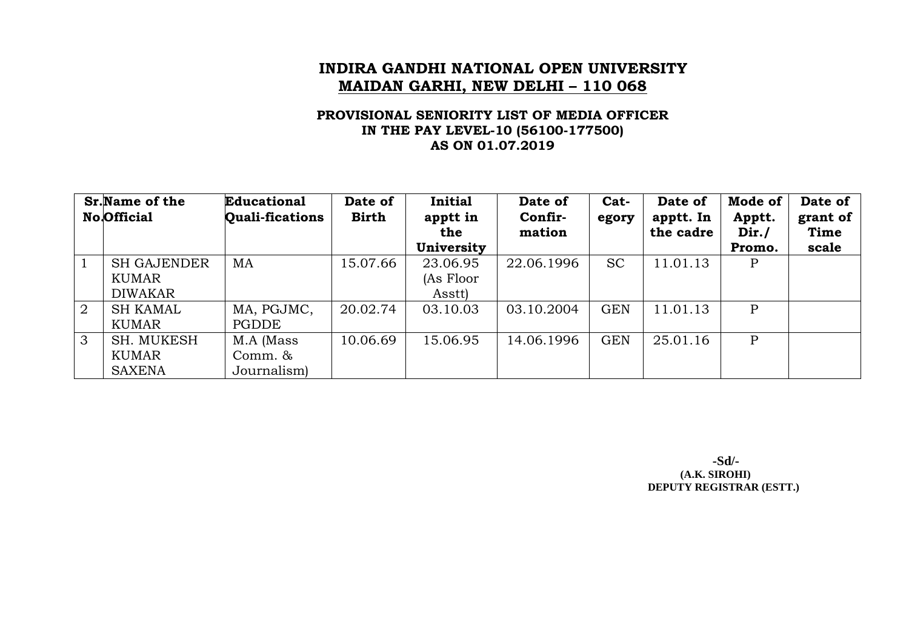# INDIRA GANDHI NATIONAL OPEN UNIVERSITY

## MAIDAN GARHI, NEW DELHI – 110 068

### PROVISIONAL SENIORITY LIST OF MEDIA OFFICER IN THE PAY LEVEL-10 (56100-177500) AS ON 01.07.2019

| Sr. No. | Name of the Official | Educational Quali-fications | Date of Birth | Initial apptt in the University | Date of Confir-mation | Cat-egory | Date of apptt. In the cadre | Mode of Apptt. Dir./ Promo. | Date of grant of Time scale |
|---|---|---|---|---|---|---|---|---|---|
| 1 | SH GAJENDER KUMAR DIWAKAR | MA | 15.07.66 | 23.06.95 (As Floor Asstt) | 22.06.1996 | SC | 11.01.13 | P | |
| 2 | SH KAMAL KUMAR | MA, PGJMC, PGDDE | 20.02.74 | 03.10.03 | 03.10.2004 | GEN | 11.01.13 | P | |
| 3 | SH. MUKESH KUMAR SAXENA | M.A (Mass Comm. & Journalism) | 10.06.69 | 15.06.95 | 14.06.1996 | GEN | 25.01.16 | P | |

**-Sd/-**
**(A.K. SIROHI)**
**DEPUTY REGISTRAR (ESTT.)**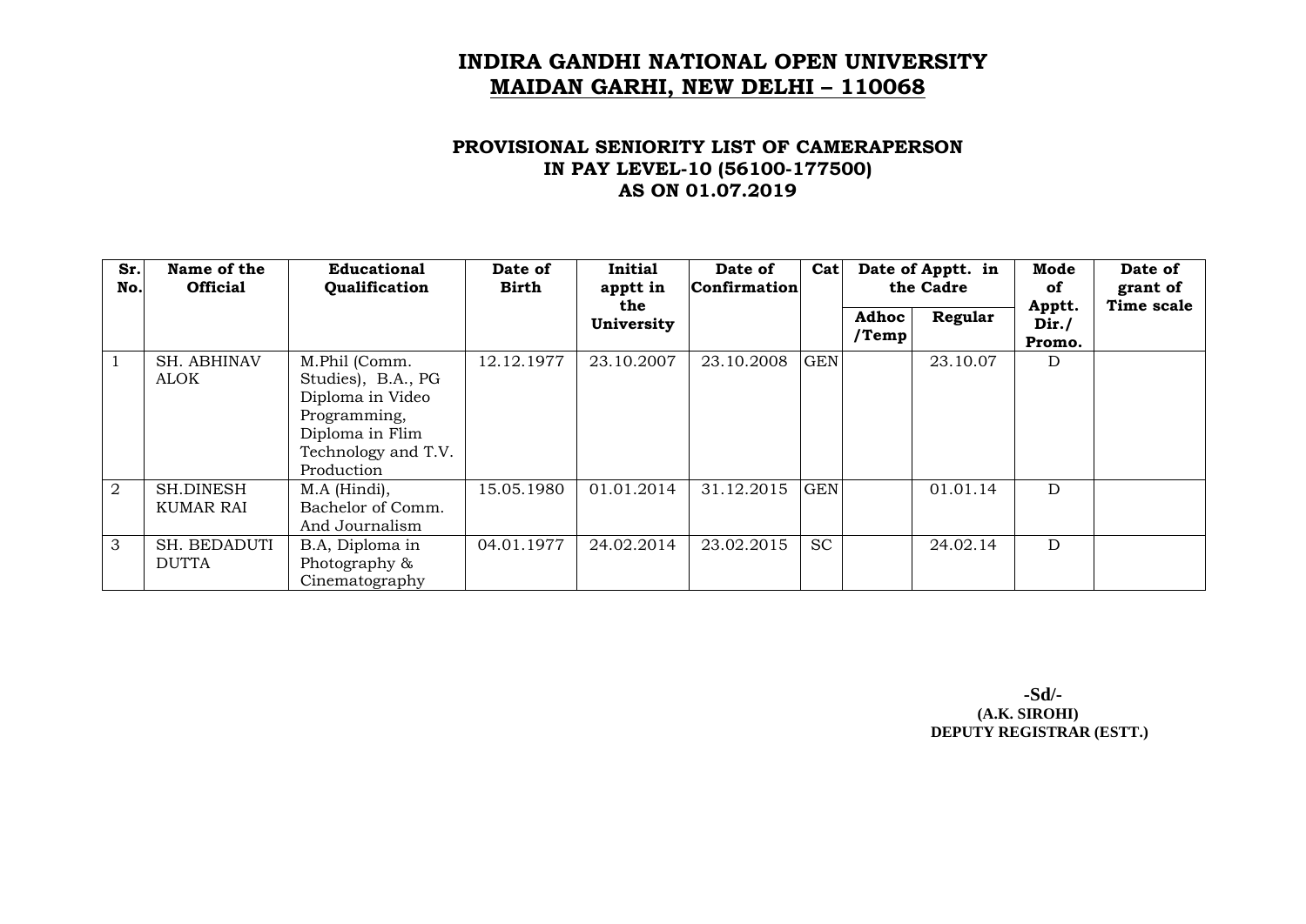# INDIRA GANDHI NATIONAL OPEN UNIVERSITY
## MAIDAN GARHI, NEW DELHI – 110068

### PROVISIONAL SENIORITY LIST OF CAMERAPERSON IN PAY LEVEL-10 (56100-177500) AS ON 01.07.2019

| Sr. No. | Name of the Official | Educational Qualification | Date of Birth | Initial apptt in the University | Date of Confirmation | Cat | Date of Apptt. in the Cadre | | Mode of Apptt. Dir./ Promo. | Date of grant of Time scale |
|---|---|---|---|---|---|---|---|---|---|---|
| | | | | | | | Adhoc /Temp | Regular | | |
| 1 | SH. ABHINAV ALOK | M.Phil (Comm. Studies), B.A., PG Diploma in Video Programming, Diploma in Flim Technology and T.V. Production | 12.12.1977 | 23.10.2007 | 23.10.2008 | GEN | | 23.10.07 | D | |
| 2 | SH.DINESH KUMAR RAI | M.A (Hindi), Bachelor of Comm. And Journalism | 15.05.1980 | 01.01.2014 | 31.12.2015 | GEN | | 01.01.14 | D | |
| 3 | SH. BEDADUTI DUTTA | B.A, Diploma in Photography & Cinematography | 04.01.1977 | 24.02.2014 | 23.02.2015 | SC | | 24.02.14 | D | |

-Sd/-
**(A.K. SIROHI)**
**DEPUTY REGISTRAR (ESTT.)**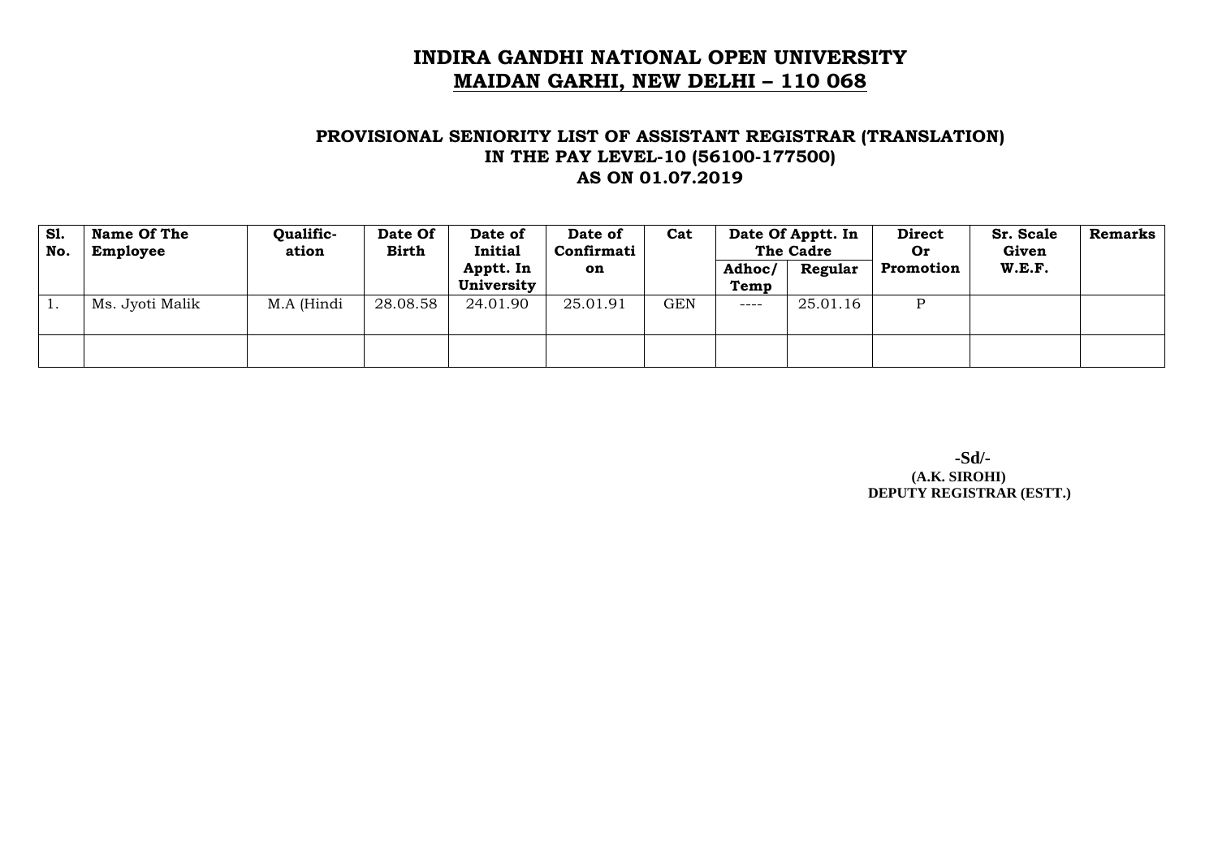# INDIRA GANDHI NATIONAL OPEN UNIVERSITY
## MAIDAN GARHI, NEW DELHI – 110 068

### PROVISIONAL SENIORITY LIST OF ASSISTANT REGISTRAR (TRANSLATION) IN THE PAY LEVEL-10 (56100-177500) AS ON 01.07.2019

| Sl. No. | Name Of The Employee | Qualific-ation | Date Of Birth | Date of Initial Apptt. In University | Date of Confirmation | Cat | Date Of Apptt. In The Cadre | | Direct Or Promotion | Sr. Scale Given W.E.F. | Remarks |
|---|---|---|---|---|---|---|---|---|---|---|---|
| | | | | | | | Adhoc/ Temp | Regular | | | |
| 1. | Ms. Jyoti Malik | M.A (Hindi | 28.08.58 | 24.01.90 | 25.01.91 | GEN | ---- | 25.01.16 | P | | |
| | | | | | | | | | | | |

**-Sd/-**
**(A.K. SIROHI)**
**DEPUTY REGISTRAR (ESTT.)**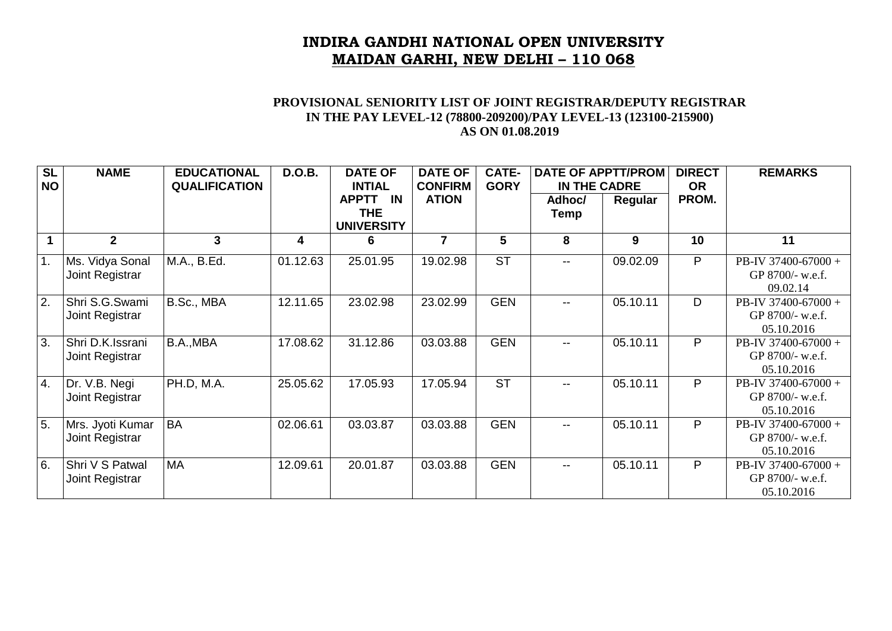# INDIRA GANDHI NATIONAL OPEN UNIVERSITY
## MAIDAN GARHI, NEW DELHI – 110 068

**PROVISIONAL SENIORITY LIST OF JOINT REGISTRAR/DEPUTY REGISTRAR IN THE PAY LEVEL-12 (78800-209200)/PAY LEVEL-13 (123100-215900) AS ON 01.08.2019**

| SL NO | NAME | EDUCATIONAL QUALIFICATION | D.O.B. | DATE OF INTIAL APPTT IN THE UNIVERSITY | DATE OF CONFIRMATION | CATE-GORY | DATE OF APPTT/PROM IN THE CADRE | | DIRECT OR PROM. | REMARKS |
|---|---|---|---|---|---|---|---|---|---|---|
| | | | | | | | Adhoc/ Temp | Regular | | |
| 1 | 2 | 3 | 4 | 6 | 7 | 5 | 8 | 9 | 10 | 11 |
| 1. | Ms. Vidya Sonal Joint Registrar | M.A., B.Ed. | 01.12.63 | 25.01.95 | 19.02.98 | ST | -- | 09.02.09 | P | PB-IV 37400-67000 + GP 8700/- w.e.f. 09.02.14 |
| 2. | Shri S.G.Swami Joint Registrar | B.Sc., MBA | 12.11.65 | 23.02.98 | 23.02.99 | GEN | -- | 05.10.11 | D | PB-IV 37400-67000 + GP 8700/- w.e.f. 05.10.2016 |
| 3. | Shri D.K.Issrani Joint Registrar | B.A.,MBA | 17.08.62 | 31.12.86 | 03.03.88 | GEN | -- | 05.10.11 | P | PB-IV 37400-67000 + GP 8700/- w.e.f. 05.10.2016 |
| 4. | Dr. V.B. Negi Joint Registrar | PH.D, M.A. | 25.05.62 | 17.05.93 | 17.05.94 | ST | -- | 05.10.11 | P | PB-IV 37400-67000 + GP 8700/- w.e.f. 05.10.2016 |
| 5. | Mrs. Jyoti Kumar Joint Registrar | BA | 02.06.61 | 03.03.87 | 03.03.88 | GEN | -- | 05.10.11 | P | PB-IV 37400-67000 + GP 8700/- w.e.f. 05.10.2016 |
| 6. | Shri V S Patwal Joint Registrar | MA | 12.09.61 | 20.01.87 | 03.03.88 | GEN | -- | 05.10.11 | P | PB-IV 37400-67000 + GP 8700/- w.e.f. 05.10.2016 |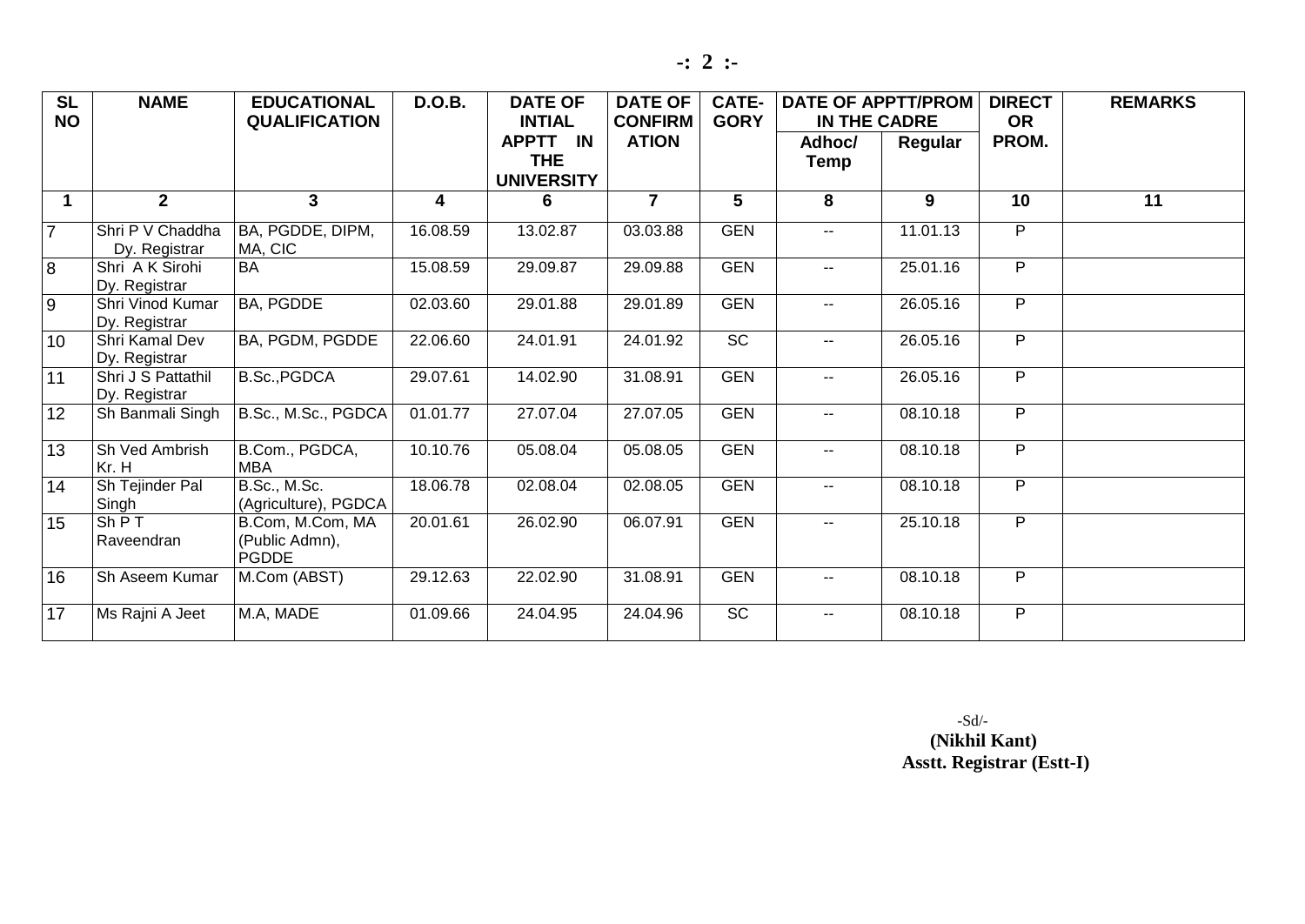| SL NO | NAME | EDUCATIONAL QUALIFICATION | D.O.B. | DATE OF INTIAL APPTT IN THE UNIVERSITY | DATE OF CONFIRMATION | CATE-GORY | DATE OF APPTT/PROM IN THE CADRE | | DIRECT OR PROM. | REMARKS |
|---|---|---|---|---|---|---|---|---|---|---|
| | | | | | | | Adhoc/ Temp | Regular | | |
| 1 | 2 | 3 | 4 | 6 | 7 | 5 | 8 | 9 | 10 | 11 |
| 7 | Shri P V Chaddha Dy. Registrar | BA, PGDDE, DIPM, MA, CIC | 16.08.59 | 13.02.87 | 03.03.88 | GEN | -- | 11.01.13 | P | |
| 8 | Shri A K Sirohi Dy. Registrar | BA | 15.08.59 | 29.09.87 | 29.09.88 | GEN | -- | 25.01.16 | P | |
| 9 | Shri Vinod Kumar Dy. Registrar | BA, PGDDE | 02.03.60 | 29.01.88 | 29.01.89 | GEN | -- | 26.05.16 | P | |
| 10 | Shri Kamal Dev Dy. Registrar | BA, PGDM, PGDDE | 22.06.60 | 24.01.91 | 24.01.92 | SC | -- | 26.05.16 | P | |
| 11 | Shri J S Pattathil Dy. Registrar | B.Sc.,PGDCA | 29.07.61 | 14.02.90 | 31.08.91 | GEN | -- | 26.05.16 | P | |
| 12 | Sh Banmali Singh | B.Sc., M.Sc., PGDCA | 01.01.77 | 27.07.04 | 27.07.05 | GEN | -- | 08.10.18 | P | |
| 13 | Sh Ved Ambrish Kr. H | B.Com., PGDCA, MBA | 10.10.76 | 05.08.04 | 05.08.05 | GEN | -- | 08.10.18 | P | |
| 14 | Sh Tejinder Pal Singh | B.Sc., M.Sc. (Agriculture), PGDCA | 18.06.78 | 02.08.04 | 02.08.05 | GEN | -- | 08.10.18 | P | |
| 15 | Sh P T Raveendran | B.Com, M.Com, MA (Public Admn), PGDDE | 20.01.61 | 26.02.90 | 06.07.91 | GEN | -- | 25.10.18 | P | |
| 16 | Sh Aseem Kumar | M.Com (ABST) | 29.12.63 | 22.02.90 | 31.08.91 | GEN | -- | 08.10.18 | P | |
| 17 | Ms Rajni A Jeet | M.A, MADE | 01.09.66 | 24.04.95 | 24.04.96 | SC | -- | 08.10.18 | P | |

-Sd/-
**(Nikhil Kant)**
**Asstt. Registrar (Estt-I)**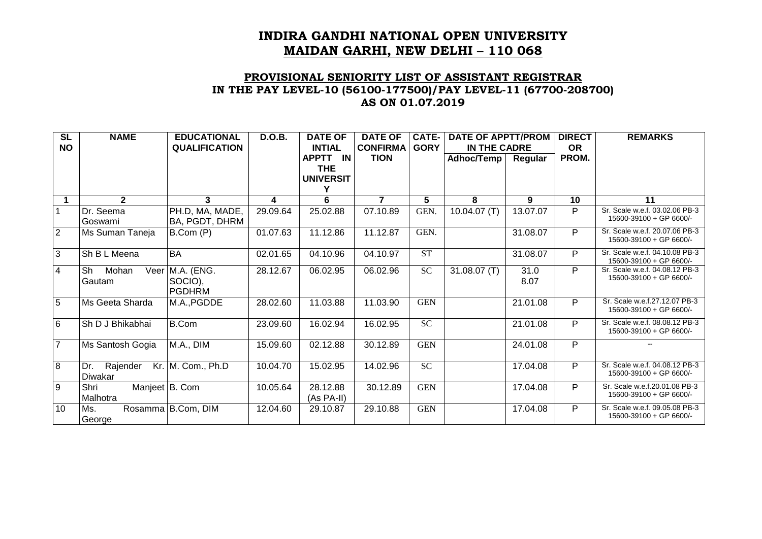# INDIRA GANDHI NATIONAL OPEN UNIVERSITY
## MAIDAN GARHI, NEW DELHI – 110 068

### PROVISIONAL SENIORITY LIST OF ASSISTANT REGISTRAR IN THE PAY LEVEL-10 (56100-177500)/PAY LEVEL-11 (67700-208700) AS ON 01.07.2019

| SL NO | NAME | EDUCATIONAL QUALIFICATION | D.O.B. | DATE OF INTIAL APPTT IN THE UNIVERSITY | DATE OF CONFIRMATION | CATE-GORY | DATE OF APPTT/PROM IN THE CADRE | | DIRECT OR PROM. | REMARKS |
|---|---|---|---|---|---|---|---|---|---|---|
| | | | | | | | Adhoc/Temp | Regular | | |
| 1 | 2 | 3 | 4 | 6 | 7 | 5 | 8 | 9 | 10 | 11 |
| 1 | Dr. Seema Goswami | PH.D, MA, MADE, BA, PGDT, DHRM | 29.09.64 | 25.02.88 | 07.10.89 | GEN. | 10.04.07 (T) | 13.07.07 | P | Sr. Scale w.e.f. 03.02.06 PB-3 15600-39100 + GP 6600/- |
| 2 | Ms Suman Taneja | B.Com (P) | 01.07.63 | 11.12.86 | 11.12.87 | GEN. | | 31.08.07 | P | Sr. Scale w.e.f. 20.07.06 PB-3 15600-39100 + GP 6600/- |
| 3 | Sh B L Meena | BA | 02.01.65 | 04.10.96 | 04.10.97 | ST | | 31.08.07 | P | Sr. Scale w.e.f. 04.10.08 PB-3 15600-39100 + GP 6600/- |
| 4 | Sh Mohan Veer Gautam | M.A. (ENG. SOCIO), PGDHRM | 28.12.67 | 06.02.95 | 06.02.96 | SC | 31.08.07 (T) | 31.0 8.07 | P | Sr. Scale w.e.f. 04.08.12 PB-3 15600-39100 + GP 6600/- |
| 5 | Ms Geeta Sharda | M.A.,PGDDE | 28.02.60 | 11.03.88 | 11.03.90 | GEN | | 21.01.08 | P | Sr. Scale w.e.f.27.12.07 PB-3 15600-39100 + GP 6600/- |
| 6 | Sh D J Bhikabhai | B.Com | 23.09.60 | 16.02.94 | 16.02.95 | SC | | 21.01.08 | P | Sr. Scale w.e.f. 08.08.12 PB-3 15600-39100 + GP 6600/- |
| 7 | Ms Santosh Gogia | M.A., DIM | 15.09.60 | 02.12.88 | 30.12.89 | GEN | | 24.01.08 | P | -- |
| 8 | Dr. Rajender Kr. Diwakar | M. Com., Ph.D | 10.04.70 | 15.02.95 | 14.02.96 | SC | | 17.04.08 | P | Sr. Scale w.e.f. 04.08.12 PB-3 15600-39100 + GP 6600/- |
| 9 | Shri Manjeet Malhotra | B. Com | 10.05.64 | 28.12.88 (As PA-II) | 30.12.89 | GEN | | 17.04.08 | P | Sr. Scale w.e.f.20.01.08 PB-3 15600-39100 + GP 6600/- |
| 10 | Ms. Rosamma George | B.Com, DIM | 12.04.60 | 29.10.87 | 29.10.88 | GEN | | 17.04.08 | P | Sr. Scale w.e.f. 09.05.08 PB-3 15600-39100 + GP 6600/- |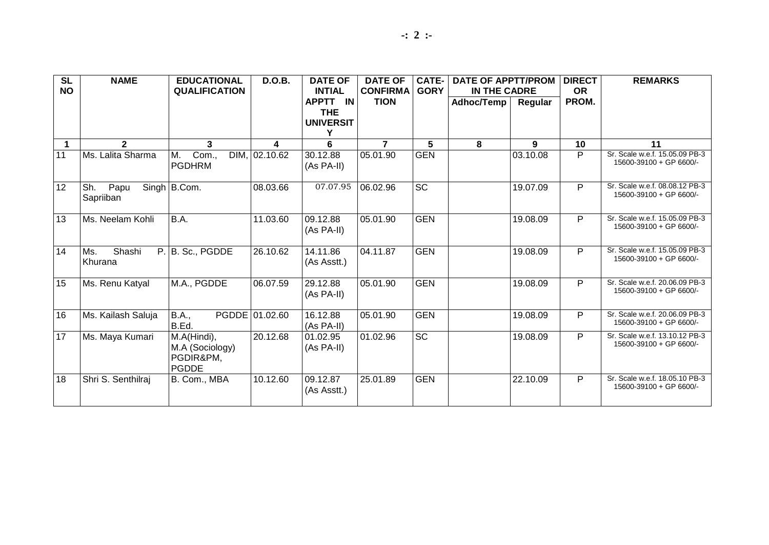| SL NO | NAME | EDUCATIONAL QUALIFICATION | D.O.B. | DATE OF INTIAL APPTT IN THE UNIVERSITY | DATE OF CONFIRMATION | CATE-GORY | DATE OF APPTT/PROM IN THE CADRE | | DIRECT OR PROM. | REMARKS |
|---|---|---|---|---|---|---|---|---|---|---|
| | | | | | | | Adhoc/Temp | Regular | | |
| 1 | 2 | 3 | 4 | 6 | 7 | 5 | 8 | 9 | 10 | 11 |
| 11 | Ms. Lalita Sharma | M. Com., DIM, PGDHRM | 02.10.62 | 30.12.88 (As PA-II) | 05.01.90 | GEN | | 03.10.08 | P | Sr. Scale w.e.f. 15.05.09 PB-3 15600-39100 + GP 6600/- |
| 12 | Sh. Papu Singh Sapriiban | B.Com. | 08.03.66 | 07.07.95 | 06.02.96 | SC | | 19.07.09 | P | Sr. Scale w.e.f. 08.08.12 PB-3 15600-39100 + GP 6600/- |
| 13 | Ms. Neelam Kohli | B.A. | 11.03.60 | 09.12.88 (As PA-II) | 05.01.90 | GEN | | 19.08.09 | P | Sr. Scale w.e.f. 15.05.09 PB-3 15600-39100 + GP 6600/- |
| 14 | Ms. Shashi P. Khurana | B. Sc., PGDDE | 26.10.62 | 14.11.86 (As Asstt.) | 04.11.87 | GEN | | 19.08.09 | P | Sr. Scale w.e.f. 15.05.09 PB-3 15600-39100 + GP 6600/- |
| 15 | Ms. Renu Katyal | M.A., PGDDE | 06.07.59 | 29.12.88 (As PA-II) | 05.01.90 | GEN | | 19.08.09 | P | Sr. Scale w.e.f. 20.06.09 PB-3 15600-39100 + GP 6600/- |
| 16 | Ms. Kailash Saluja | B.A., PGDDE B.Ed. | 01.02.60 | 16.12.88 (As PA-II) | 05.01.90 | GEN | | 19.08.09 | P | Sr. Scale w.e.f. 20.06.09 PB-3 15600-39100 + GP 6600/- |
| 17 | Ms. Maya Kumari | M.A(Hindi), M.A (Sociology) PGDIR&PM, PGDDE | 20.12.68 | 01.02.95 (As PA-II) | 01.02.96 | SC | | 19.08.09 | P | Sr. Scale w.e.f. 13.10.12 PB-3 15600-39100 + GP 6600/- |
| 18 | Shri S. Senthilraj | B. Com., MBA | 10.12.60 | 09.12.87 (As Asstt.) | 25.01.89 | GEN | | 22.10.09 | P | Sr. Scale w.e.f. 18.05.10 PB-3 15600-39100 + GP 6600/- |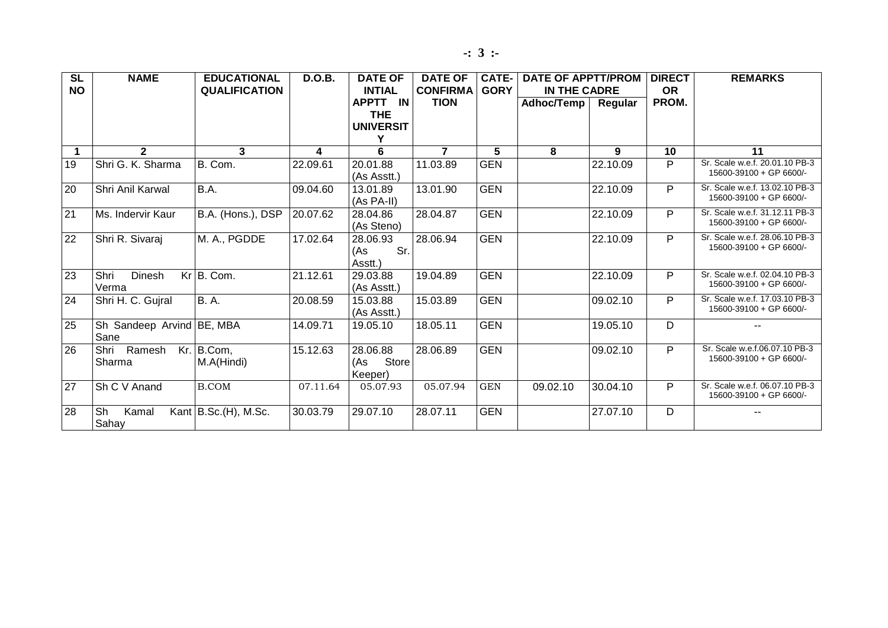| SL NO | NAME | EDUCATIONAL QUALIFICATION | D.O.B. | DATE OF INTIAL APPTT IN THE UNIVERSITY | DATE OF CONFIRMATION | CATEGORY | DATE OF APPTT/PROM IN THE CADRE | | DIRECT OR PROM. | REMARKS |
|---|---|---|---|---|---|---|---|---|---|---|
| | | | | | | | Adhoc/Temp | Regular | | |
| 1 | 2 | 3 | 4 | 6 | 7 | 5 | 8 | 9 | 10 | 11 |
| 19 | Shri G. K. Sharma | B. Com. | 22.09.61 | 20.01.88 (As Asstt.) | 11.03.89 | GEN | | 22.10.09 | P | Sr. Scale w.e.f. 20.01.10 PB-3 15600-39100 + GP 6600/- |
| 20 | Shri Anil Karwal | B.A. | 09.04.60 | 13.01.89 (As PA-II) | 13.01.90 | GEN | | 22.10.09 | P | Sr. Scale w.e.f. 13.02.10 PB-3 15600-39100 + GP 6600/- |
| 21 | Ms. Indervir Kaur | B.A. (Hons.), DSP | 20.07.62 | 28.04.86 (As Steno) | 28.04.87 | GEN | | 22.10.09 | P | Sr. Scale w.e.f. 31.12.11 PB-3 15600-39100 + GP 6600/- |
| 22 | Shri R. Sivaraj | M. A., PGDDE | 17.02.64 | 28.06.93 (As Sr. Asstt.) | 28.06.94 | GEN | | 22.10.09 | P | Sr. Scale w.e.f. 28.06.10 PB-3 15600-39100 + GP 6600/- |
| 23 | Shri Dinesh Kr Verma | B. Com. | 21.12.61 | 29.03.88 (As Asstt.) | 19.04.89 | GEN | | 22.10.09 | P | Sr. Scale w.e.f. 02.04.10 PB-3 15600-39100 + GP 6600/- |
| 24 | Shri H. C. Gujral | B. A. | 20.08.59 | 15.03.88 (As Asstt.) | 15.03.89 | GEN | | 09.02.10 | P | Sr. Scale w.e.f. 17.03.10 PB-3 15600-39100 + GP 6600/- |
| 25 | Sh Sandeep Arvind Sane | BE, MBA | 14.09.71 | 19.05.10 | 18.05.11 | GEN | | 19.05.10 | D | -- |
| 26 | Shri Ramesh Kr. Sharma | B.Com, M.A(Hindi) | 15.12.63 | 28.06.88 (As Store Keeper) | 28.06.89 | GEN | | 09.02.10 | P | Sr. Scale w.e.f.06.07.10 PB-3 15600-39100 + GP 6600/- |
| 27 | Sh C V Anand | B.COM | 07.11.64 | 05.07.93 | 05.07.94 | GEN | 09.02.10 | 30.04.10 | P | Sr. Scale w.e.f. 06.07.10 PB-3 15600-39100 + GP 6600/- |
| 28 | Sh Kamal Kant Sahay | B.Sc.(H), M.Sc. | 30.03.79 | 29.07.10 | 28.07.11 | GEN | | 27.07.10 | D | -- |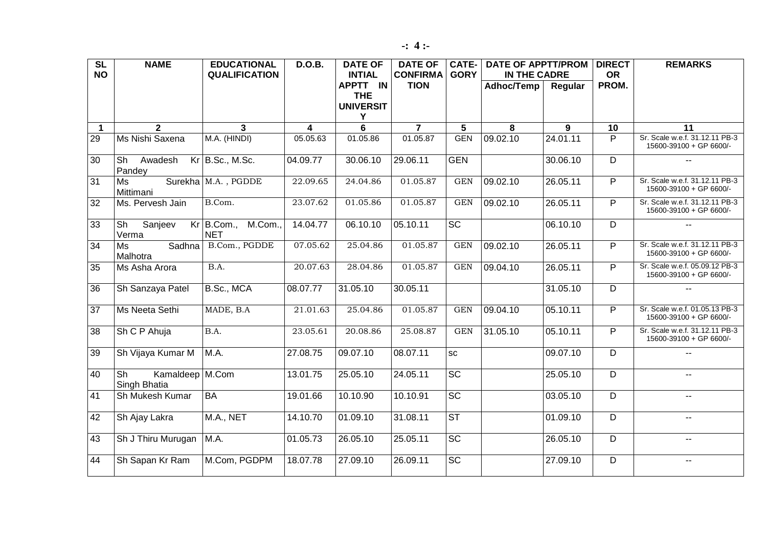| SL NO | NAME | EDUCATIONAL QUALIFICATION | D.O.B. | DATE OF INTIAL APPTT IN THE UNIVERSITY | DATE OF CONFIRMATION | CATE-GORY | DATE OF APPTT/PROM IN THE CADRE | | DIRECT OR PROM. | REMARKS |
|---|---|---|---|---|---|---|---|---|---|---|
| | | | | | | | Adhoc/Temp | Regular | | |
| 1 | 2 | 3 | 4 | 6 | 7 | 5 | 8 | 9 | 10 | 11 |
| 29 | Ms Nishi Saxena | M.A. (HINDI) | 05.05.63 | 01.05.86 | 01.05.87 | GEN | 09.02.10 | 24.01.11 | P | Sr. Scale w.e.f. 31.12.11 PB-3 15600-39100 + GP 6600/- |
| 30 | Sh Awadesh Kr Pandey | B.Sc., M.Sc. | 04.09.77 | 30.06.10 | 29.06.11 | GEN | | 30.06.10 | D | -- |
| 31 | Ms Surekha Mittimani | M.A. , PGDDE | 22.09.65 | 24.04.86 | 01.05.87 | GEN | 09.02.10 | 26.05.11 | P | Sr. Scale w.e.f. 31.12.11 PB-3 15600-39100 + GP 6600/- |
| 32 | Ms. Pervesh Jain | B.Com. | 23.07.62 | 01.05.86 | 01.05.87 | GEN | 09.02.10 | 26.05.11 | P | Sr. Scale w.e.f. 31.12.11 PB-3 15600-39100 + GP 6600/- |
| 33 | Sh Sanjeev Kr Verma | B.Com., M.Com., NET | 14.04.77 | 06.10.10 | 05.10.11 | SC | | 06.10.10 | D | -- |
| 34 | Ms Sadhna Malhotra | B.Com., PGDDE | 07.05.62 | 25.04.86 | 01.05.87 | GEN | 09.02.10 | 26.05.11 | P | Sr. Scale w.e.f. 31.12.11 PB-3 15600-39100 + GP 6600/- |
| 35 | Ms Asha Arora | B.A. | 20.07.63 | 28.04.86 | 01.05.87 | GEN | 09.04.10 | 26.05.11 | P | Sr. Scale w.e.f. 05.09.12 PB-3 15600-39100 + GP 6600/- |
| 36 | Sh Sanzaya Patel | B.Sc., MCA | 08.07.77 | 31.05.10 | 30.05.11 | | | 31.05.10 | D | -- |
| 37 | Ms Neeta Sethi | MADE, B.A | 21.01.63 | 25.04.86 | 01.05.87 | GEN | 09.04.10 | 05.10.11 | P | Sr. Scale w.e.f. 01.05.13 PB-3 15600-39100 + GP 6600/- |
| 38 | Sh C P Ahuja | B.A. | 23.05.61 | 20.08.86 | 25.08.87 | GEN | 31.05.10 | 05.10.11 | P | Sr. Scale w.e.f. 31.12.11 PB-3 15600-39100 + GP 6600/- |
| 39 | Sh Vijaya Kumar M | M.A. | 27.08.75 | 09.07.10 | 08.07.11 | sc | | 09.07.10 | D | -- |
| 40 | Sh Kamaldeep Singh Bhatia | M.Com | 13.01.75 | 25.05.10 | 24.05.11 | SC | | 25.05.10 | D | -- |
| 41 | Sh Mukesh Kumar | BA | 19.01.66 | 10.10.90 | 10.10.91 | SC | | 03.05.10 | D | -- |
| 42 | Sh Ajay Lakra | M.A., NET | 14.10.70 | 01.09.10 | 31.08.11 | ST | | 01.09.10 | D | -- |
| 43 | Sh J Thiru Murugan | M.A. | 01.05.73 | 26.05.10 | 25.05.11 | SC | | 26.05.10 | D | -- |
| 44 | Sh Sapan Kr Ram | M.Com, PGDPM | 18.07.78 | 27.09.10 | 26.09.11 | SC | | 27.09.10 | D | -- |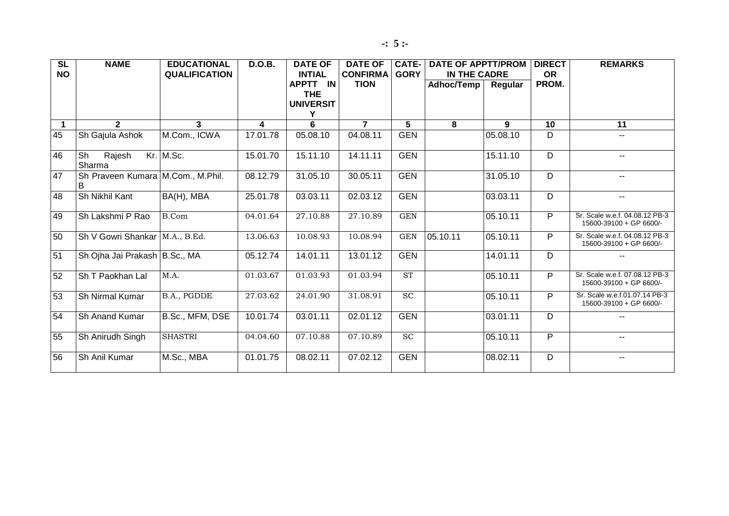| SL NO | NAME | EDUCATIONAL QUALIFICATION | D.O.B. | DATE OF INTIAL APPTT IN THE UNIVERSITY | DATE OF CONFIRMATION | CATE-GORY | DATE OF APPTT/PROM IN THE CADRE | | DIRECT OR PROM. | REMARKS |
|---|---|---|---|---|---|---|---|---|---|---|
| | | | | | | | Adhoc/Temp | Regular | | |
| 1 | 2 | 3 | 4 | 6 | 7 | 5 | 8 | 9 | 10 | 11 |
| 45 | Sh Gajula Ashok | M.Com., ICWA | 17.01.78 | 05.08.10 | 04.08.11 | GEN | | 05.08.10 | D | -- |
| 46 | Sh Rajesh Kr. Sharma | M.Sc. | 15.01.70 | 15.11.10 | 14.11.11 | GEN | | 15.11.10 | D | -- |
| 47 | Sh Praveen Kumara B | M.Com., M.Phil. | 08.12.79 | 31.05.10 | 30.05.11 | GEN | | 31.05.10 | D | -- |
| 48 | Sh Nikhil Kant | BA(H), MBA | 25.01.78 | 03.03.11 | 02.03.12 | GEN | | 03.03.11 | D | -- |
| 49 | Sh Lakshmi P Rao | B.Com | 04.01.64 | 27.10.88 | 27.10.89 | GEN | | 05.10.11 | P | Sr. Scale w.e.f. 04.08.12 PB-3 15600-39100 + GP 6600/- |
| 50 | Sh V Gowri Shankar | M.A., B.Ed. | 13.06.63 | 10.08.93 | 10.08.94 | GEN | 05.10.11 | 05.10.11 | P | Sr. Scale w.e.f. 04.08.12 PB-3 15600-39100 + GP 6600/- |
| 51 | Sh Ojha Jai Prakash | B.Sc., MA | 05.12.74 | 14.01.11 | 13.01.12 | GEN | | 14.01.11 | D | -- |
| 52 | Sh T Paokhan Lal | M.A. | 01.03.67 | 01.03.93 | 01.03.94 | ST | | 05.10.11 | P | Sr. Scale w.e.f. 07.08.12 PB-3 15600-39100 + GP 6600/- |
| 53 | Sh Nirmal Kumar | B.A., PGDDE | 27.03.62 | 24.01.90 | 31.08.91 | SC | | 05.10.11 | P | Sr. Scale w.e.f.01.07.14 PB-3 15600-39100 + GP 6600/- |
| 54 | Sh Anand Kumar | B.Sc., MFM, DSE | 10.01.74 | 03.01.11 | 02.01.12 | GEN | | 03.01.11 | D | -- |
| 55 | Sh Anirudh Singh | SHASTRI | 04.04.60 | 07.10.88 | 07.10.89 | SC | | 05.10.11 | P | -- |
| 56 | Sh Anil Kumar | M.Sc., MBA | 01.01.75 | 08.02.11 | 07.02.12 | GEN | | 08.02.11 | D | -- |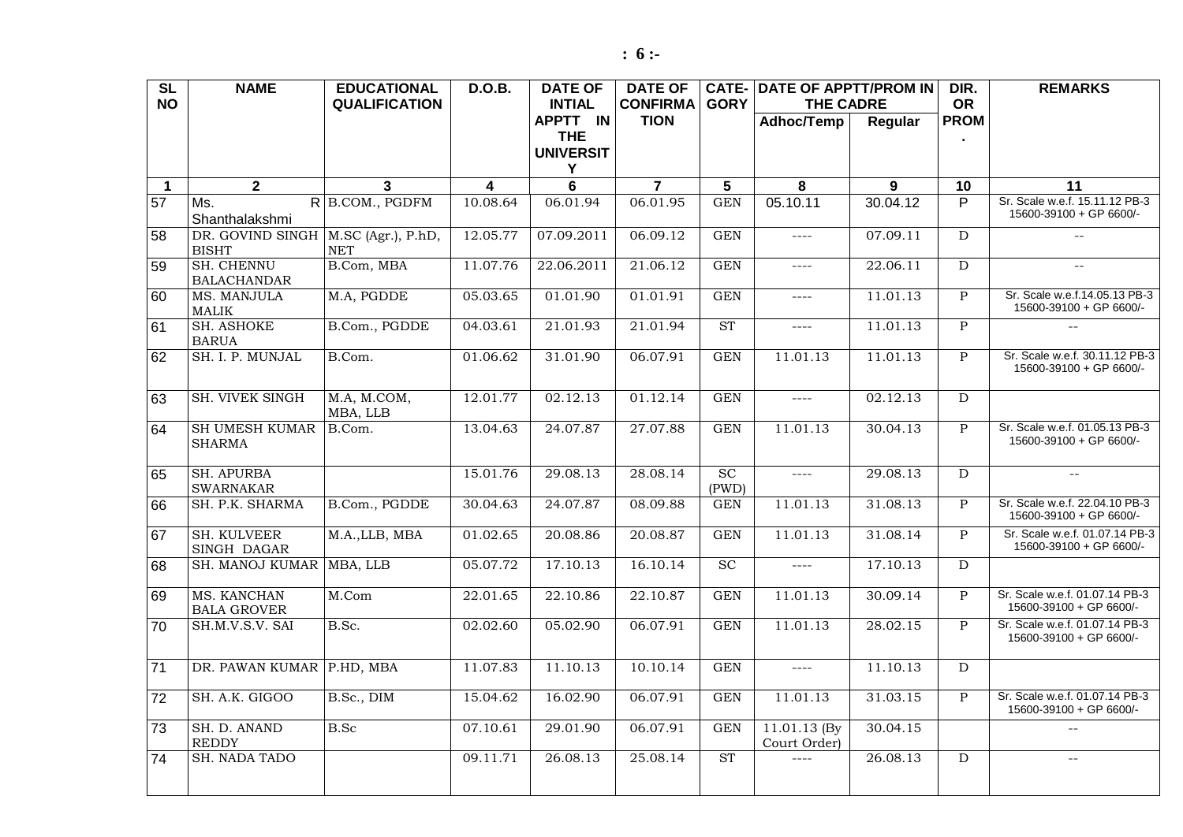| SL NO | NAME | EDUCATIONAL QUALIFICATION | D.O.B. | DATE OF INTIAL APPTT IN THE UNIVERSITY | DATE OF CONFIRMATION | CATEGORY | DATE OF APPTT/PROM IN THE CADRE | | DIR. OR PROM. | REMARKS |
|---|---|---|---|---|---|---|---|---|---|---|
| | | | | | | | Adhoc/Temp | Regular | | |
| 1 | 2 | 3 | 4 | 6 | 7 | 5 | 8 | 9 | 10 | 11 |
| 57 | Ms. R Shanthalakshmi | B.COM., PGDFM | 10.08.64 | 06.01.94 | 06.01.95 | GEN | 05.10.11 | 30.04.12 | P | Sr. Scale w.e.f. 15.11.12 PB-3 15600-39100 + GP 6600/- |
| 58 | DR. GOVIND SINGH BISHT | M.SC (Agr.), P.hD, NET | 12.05.77 | 07.09.2011 | 06.09.12 | GEN | ---- | 07.09.11 | D | -- |
| 59 | SH. CHENNU BALACHANDAR | B.Com, MBA | 11.07.76 | 22.06.2011 | 21.06.12 | GEN | ---- | 22.06.11 | D | -- |
| 60 | MS. MANJULA MALIK | M.A, PGDDE | 05.03.65 | 01.01.90 | 01.01.91 | GEN | ---- | 11.01.13 | P | Sr. Scale w.e.f.14.05.13 PB-3 15600-39100 + GP 6600/- |
| 61 | SH. ASHOKE BARUA | B.Com., PGDDE | 04.03.61 | 21.01.93 | 21.01.94 | ST | ---- | 11.01.13 | P | -- |
| 62 | SH. I. P. MUNJAL | B.Com. | 01.06.62 | 31.01.90 | 06.07.91 | GEN | 11.01.13 | 11.01.13 | P | Sr. Scale w.e.f. 30.11.12 PB-3 15600-39100 + GP 6600/- |
| 63 | SH. VIVEK SINGH | M.A, M.COM, MBA, LLB | 12.01.77 | 02.12.13 | 01.12.14 | GEN | ---- | 02.12.13 | D | |
| 64 | SH UMESH KUMAR SHARMA | B.Com. | 13.04.63 | 24.07.87 | 27.07.88 | GEN | 11.01.13 | 30.04.13 | P | Sr. Scale w.e.f. 01.05.13 PB-3 15600-39100 + GP 6600/- |
| 65 | SH. APURBA SWARNAKAR | | 15.01.76 | 29.08.13 | 28.08.14 | SC (PWD) | ---- | 29.08.13 | D | -- |
| 66 | SH. P.K. SHARMA | B.Com., PGDDE | 30.04.63 | 24.07.87 | 08.09.88 | GEN | 11.01.13 | 31.08.13 | P | Sr. Scale w.e.f. 22.04.10 PB-3 15600-39100 + GP 6600/- |
| 67 | SH. KULVEER SINGH DAGAR | M.A.,LLB, MBA | 01.02.65 | 20.08.86 | 20.08.87 | GEN | 11.01.13 | 31.08.14 | P | Sr. Scale w.e.f. 01.07.14 PB-3 15600-39100 + GP 6600/- |
| 68 | SH. MANOJ KUMAR | MBA, LLB | 05.07.72 | 17.10.13 | 16.10.14 | SC | ---- | 17.10.13 | D | |
| 69 | MS. KANCHAN BALA GROVER | M.Com | 22.01.65 | 22.10.86 | 22.10.87 | GEN | 11.01.13 | 30.09.14 | P | Sr. Scale w.e.f. 01.07.14 PB-3 15600-39100 + GP 6600/- |
| 70 | SH.M.V.S.V. SAI | B.Sc. | 02.02.60 | 05.02.90 | 06.07.91 | GEN | 11.01.13 | 28.02.15 | P | Sr. Scale w.e.f. 01.07.14 PB-3 15600-39100 + GP 6600/- |
| 71 | DR. PAWAN KUMAR | P.HD, MBA | 11.07.83 | 11.10.13 | 10.10.14 | GEN | ---- | 11.10.13 | D | |
| 72 | SH. A.K. GIGOO | B.Sc., DIM | 15.04.62 | 16.02.90 | 06.07.91 | GEN | 11.01.13 | 31.03.15 | P | Sr. Scale w.e.f. 01.07.14 PB-3 15600-39100 + GP 6600/- |
| 73 | SH. D. ANAND REDDY | B.Sc | 07.10.61 | 29.01.90 | 06.07.91 | GEN | 11.01.13 (By Court Order) | 30.04.15 | | -- |
| 74 | SH. NADA TADO | | 09.11.71 | 26.08.13 | 25.08.14 | ST | ---- | 26.08.13 | D | -- |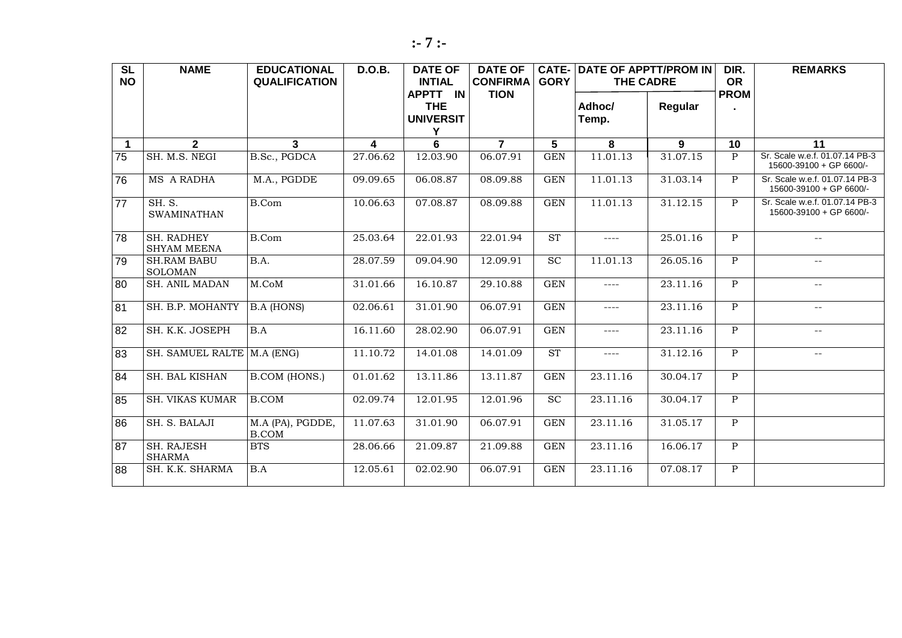| SL NO | NAME | EDUCATIONAL QUALIFICATION | D.O.B. | DATE OF INTIAL APPTT IN THE UNIVERSITY | DATE OF CONFIRMATION | CATEGORY | DATE OF APPTT/PROM IN THE CADRE | | DIR. OR PROM. | REMARKS |
|---|---|---|---|---|---|---|---|---|---|---|
| | | | | | | | Adhoc/ Temp. | Regular | | |
| 1 | 2 | 3 | 4 | 6 | 7 | 5 | 8 | 9 | 10 | 11 |
| 75 | SH. M.S. NEGI | B.Sc., PGDCA | 27.06.62 | 12.03.90 | 06.07.91 | GEN | 11.01.13 | 31.07.15 | P | Sr. Scale w.e.f. 01.07.14 PB-3 15600-39100 + GP 6600/- |
| 76 | MS A RADHA | M.A., PGDDE | 09.09.65 | 06.08.87 | 08.09.88 | GEN | 11.01.13 | 31.03.14 | P | Sr. Scale w.e.f. 01.07.14 PB-3 15600-39100 + GP 6600/- |
| 77 | SH. S. SWAMINATHAN | B.Com | 10.06.63 | 07.08.87 | 08.09.88 | GEN | 11.01.13 | 31.12.15 | P | Sr. Scale w.e.f. 01.07.14 PB-3 15600-39100 + GP 6600/- |
| 78 | SH. RADHEY SHYAM MEENA | B.Com | 25.03.64 | 22.01.93 | 22.01.94 | ST | ---- | 25.01.16 | P | -- |
| 79 | SH.RAM BABU SOLOMAN | B.A. | 28.07.59 | 09.04.90 | 12.09.91 | SC | 11.01.13 | 26.05.16 | P | -- |
| 80 | SH. ANIL MADAN | M.CoM | 31.01.66 | 16.10.87 | 29.10.88 | GEN | ---- | 23.11.16 | P | -- |
| 81 | SH. B.P. MOHANTY | B.A (HONS) | 02.06.61 | 31.01.90 | 06.07.91 | GEN | ---- | 23.11.16 | P | -- |
| 82 | SH. K.K. JOSEPH | B.A | 16.11.60 | 28.02.90 | 06.07.91 | GEN | ---- | 23.11.16 | P | -- |
| 83 | SH. SAMUEL RALTE | M.A (ENG) | 11.10.72 | 14.01.08 | 14.01.09 | ST | ---- | 31.12.16 | P | -- |
| 84 | SH. BAL KISHAN | B.COM (HONS.) | 01.01.62 | 13.11.86 | 13.11.87 | GEN | 23.11.16 | 30.04.17 | P | |
| 85 | SH. VIKAS KUMAR | B.COM | 02.09.74 | 12.01.95 | 12.01.96 | SC | 23.11.16 | 30.04.17 | P | |
| 86 | SH. S. BALAJI | M.A (PA), PGDDE, B.COM | 11.07.63 | 31.01.90 | 06.07.91 | GEN | 23.11.16 | 31.05.17 | P | |
| 87 | SH. RAJESH SHARMA | BTS | 28.06.66 | 21.09.87 | 21.09.88 | GEN | 23.11.16 | 16.06.17 | P | |
| 88 | SH. K.K. SHARMA | B.A | 12.05.61 | 02.02.90 | 06.07.91 | GEN | 23.11.16 | 07.08.17 | P | |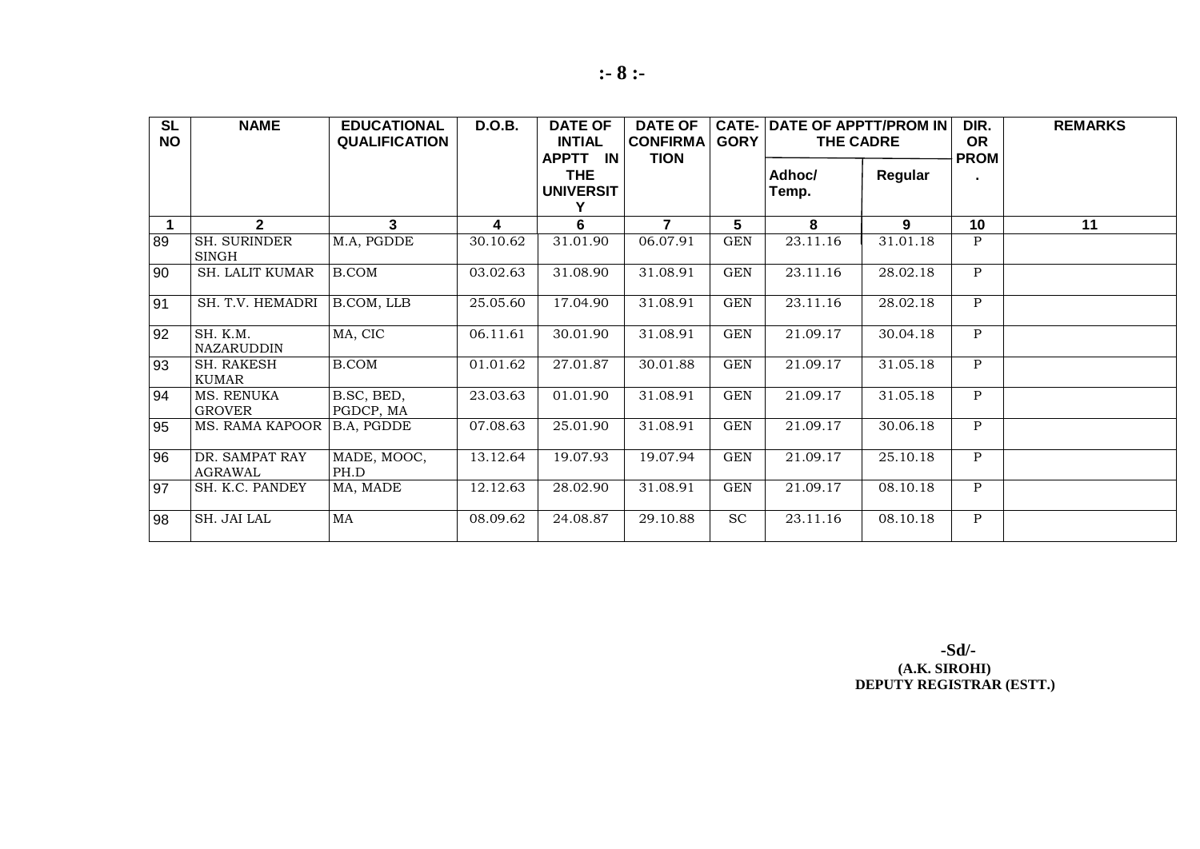| SL NO | NAME | EDUCATIONAL QUALIFICATION | D.O.B. | DATE OF INTIAL APPTT IN THE UNIVERSITY | DATE OF CONFIRMATION | CATE-GORY | DATE OF APPTT/PROM IN THE CADRE | | DIR. OR PROM. | REMARKS |
|---|---|---|---|---|---|---|---|---|---|---|
| | | | | | | | Adhoc/ Temp. | Regular | | |
| 1 | 2 | 3 | 4 | 6 | 7 | 5 | 8 | 9 | 10 | 11 |
| 89 | SH. SURINDER SINGH | M.A, PGDDE | 30.10.62 | 31.01.90 | 06.07.91 | GEN | 23.11.16 | 31.01.18 | P | |
| 90 | SH. LALIT KUMAR | B.COM | 03.02.63 | 31.08.90 | 31.08.91 | GEN | 23.11.16 | 28.02.18 | P | |
| 91 | SH. T.V. HEMADRI | B.COM, LLB | 25.05.60 | 17.04.90 | 31.08.91 | GEN | 23.11.16 | 28.02.18 | P | |
| 92 | SH. K.M. NAZARUDDIN | MA, CIC | 06.11.61 | 30.01.90 | 31.08.91 | GEN | 21.09.17 | 30.04.18 | P | |
| 93 | SH. RAKESH KUMAR | B.COM | 01.01.62 | 27.01.87 | 30.01.88 | GEN | 21.09.17 | 31.05.18 | P | |
| 94 | MS. RENUKA GROVER | B.SC, BED, PGDCP, MA | 23.03.63 | 01.01.90 | 31.08.91 | GEN | 21.09.17 | 31.05.18 | P | |
| 95 | MS. RAMA KAPOOR | B.A, PGDDE | 07.08.63 | 25.01.90 | 31.08.91 | GEN | 21.09.17 | 30.06.18 | P | |
| 96 | DR. SAMPAT RAY AGRAWAL | MADE, MOOC, PH.D | 13.12.64 | 19.07.93 | 19.07.94 | GEN | 21.09.17 | 25.10.18 | P | |
| 97 | SH. K.C. PANDEY | MA, MADE | 12.12.63 | 28.02.90 | 31.08.91 | GEN | 21.09.17 | 08.10.18 | P | |
| 98 | SH. JAI LAL | MA | 08.09.62 | 24.08.87 | 29.10.88 | SC | 23.11.16 | 08.10.18 | P | |

**-Sd/-**
**(A.K. SIROHI)**
**DEPUTY REGISTRAR (ESTT.)**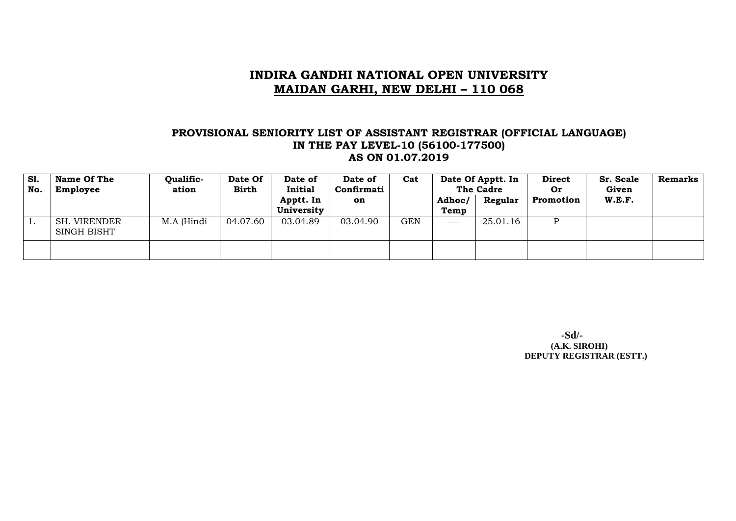# INDIRA GANDHI NATIONAL OPEN UNIVERSITY

## MAIDAN GARHI, NEW DELHI – 110 068

### PROVISIONAL SENIORITY LIST OF ASSISTANT REGISTRAR (OFFICIAL LANGUAGE) IN THE PAY LEVEL-10 (56100-177500) AS ON 01.07.2019

| Sl. No. | Name Of The Employee | Qualific-ation | Date Of Birth | Date of Initial Apptt. In University | Date of Confirmation | Cat | Date Of Apptt. In The Cadre | | Direct Or Promotion | Sr. Scale Given W.E.F. | Remarks |
|---|---|---|---|---|---|---|---|---|---|---|---|
| | | | | | | | Adhoc/ Temp | Regular | | | |
| 1. | SH. VIRENDER SINGH BISHT | M.A (Hindi | 04.07.60 | 03.04.89 | 03.04.90 | GEN | ---- | 25.01.16 | P | | |
| | | | | | | | | | | | |

**-Sd/-**
**(A.K. SIROHI)**
**DEPUTY REGISTRAR (ESTT.)**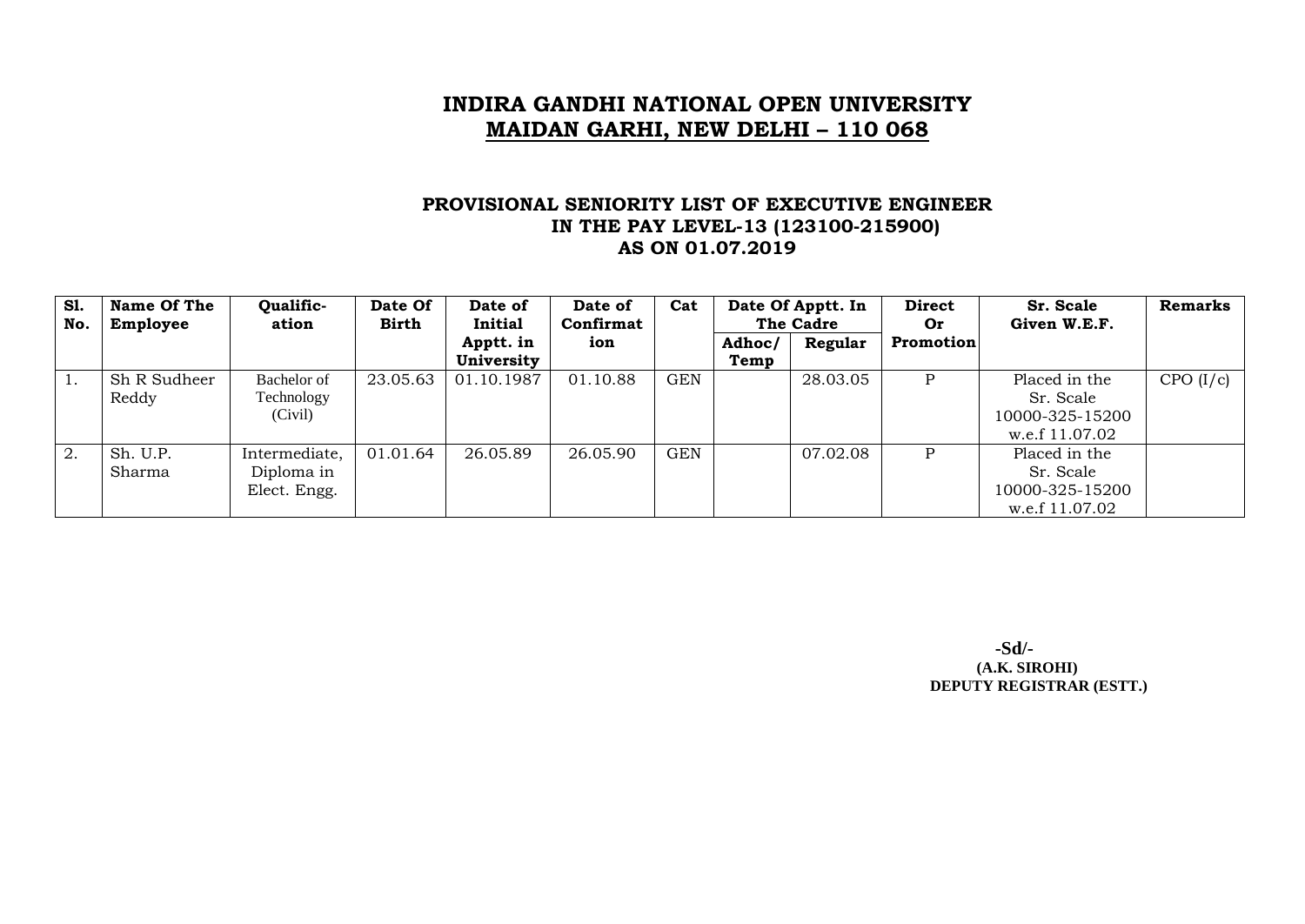# INDIRA GANDHI NATIONAL OPEN UNIVERSITY
## MAIDAN GARHI, NEW DELHI – 110 068

### PROVISIONAL SENIORITY LIST OF EXECUTIVE ENGINEER IN THE PAY LEVEL-13 (123100-215900) AS ON 01.07.2019

| Sl. No. | Name Of The Employee | Qualific-ation | Date Of Birth | Date of Initial Apptt. in University | Date of Confirmation | Cat | Date Of Apptt. In The Cadre | | Direct Or Promotion | Sr. Scale Given W.E.F. | Remarks |
|---|---|---|---|---|---|---|---|---|---|---|---|
| | | | | | | | Adhoc/ Temp | Regular | | | |
| 1. | Sh R Sudheer Reddy | Bachelor of Technology (Civil) | 23.05.63 | 01.10.1987 | 01.10.88 | GEN | | 28.03.05 | P | Placed in the Sr. Scale 10000-325-15200 w.e.f 11.07.02 | CPO (I/c) |
| 2. | Sh. U.P. Sharma | Intermediate, Diploma in Elect. Engg. | 01.01.64 | 26.05.89 | 26.05.90 | GEN | | 07.02.08 | P | Placed in the Sr. Scale 10000-325-15200 w.e.f 11.07.02 | |

-Sd/-
**(A.K. SIROHI)**
**DEPUTY REGISTRAR (ESTT.)**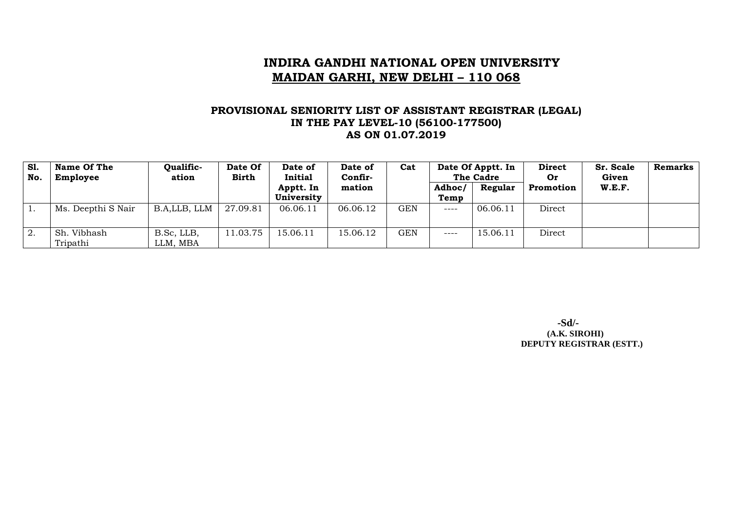# INDIRA GANDHI NATIONAL OPEN UNIVERSITY
## MAIDAN GARHI, NEW DELHI – 110 068

### PROVISIONAL SENIORITY LIST OF ASSISTANT REGISTRAR (LEGAL) IN THE PAY LEVEL-10 (56100-177500) AS ON 01.07.2019

| Sl. No. | Name Of The Employee | Qualific-ation | Date Of Birth | Date of Initial Apptt. In University | Date of Confir-mation | Cat | Date Of Apptt. In The Cadre | | Direct Or Promotion | Sr. Scale Given W.E.F. | Remarks |
|---|---|---|---|---|---|---|---|---|---|---|---|
| | | | | | | | Adhoc/ Temp | Regular | | | |
| 1. | Ms. Deepthi S Nair | B.A,LLB, LLM | 27.09.81 | 06.06.11 | 06.06.12 | GEN | ---- | 06.06.11 | Direct | | |
| 2. | Sh. Vibhash Tripathi | B.Sc, LLB, LLM, MBA | 11.03.75 | 15.06.11 | 15.06.12 | GEN | ---- | 15.06.11 | Direct | | |

**-Sd/-**
**(A.K. SIROHI)**
**DEPUTY REGISTRAR (ESTT.)**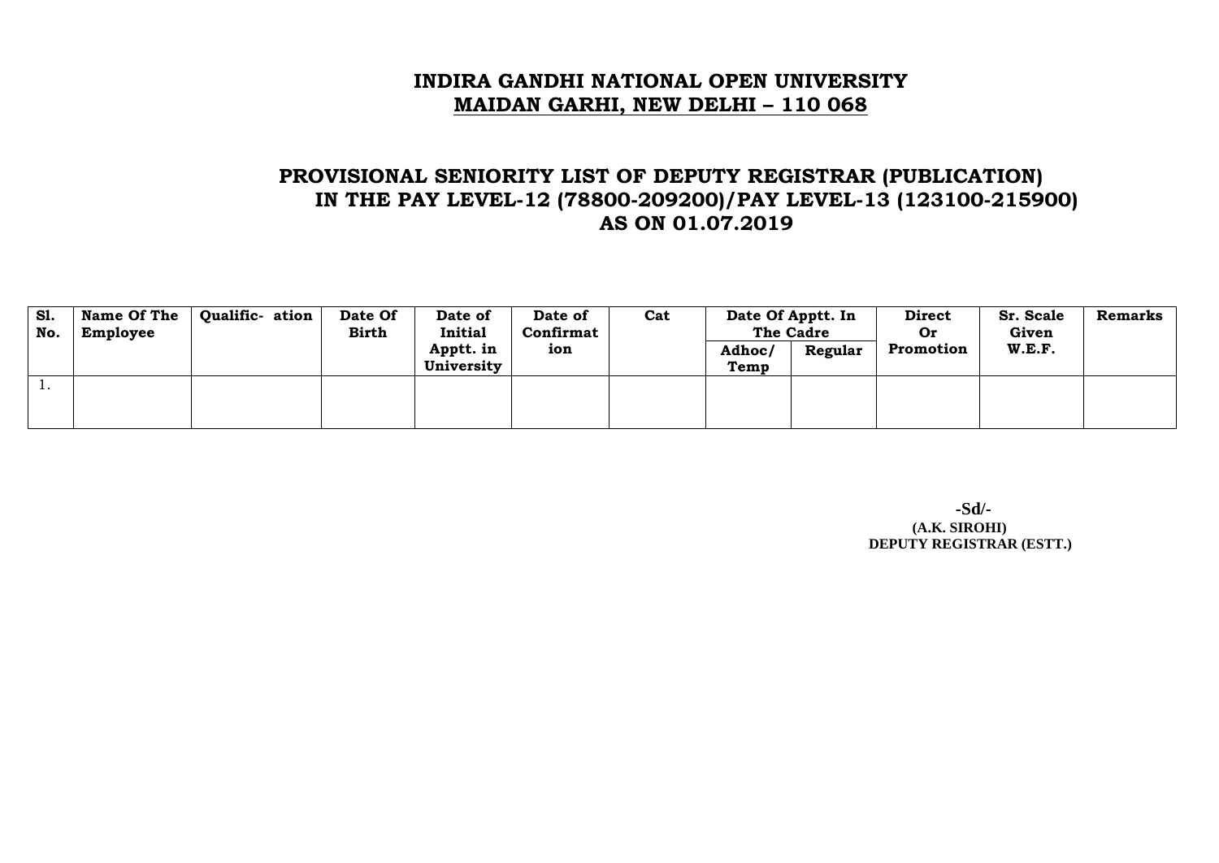# INDIRA GANDHI NATIONAL OPEN UNIVERSITY

## MAIDAN GARHI, NEW DELHI – 110 068

## PROVISIONAL SENIORITY LIST OF DEPUTY REGISTRAR (PUBLICATION) IN THE PAY LEVEL-12 (78800-209200)/PAY LEVEL-13 (123100-215900) AS ON 01.07.2019

| Sl. No. | Name Of The Employee | Qualific- ation | Date Of Birth | Date of Initial Apptt. in University | Date of Confirmation | Cat | Date Of Apptt. In The Cadre | | Direct Or Promotion | Sr. Scale Given W.E.F. | Remarks |
|---|---|---|---|---|---|---|---|---|---|---|---|
| | | | | | | | Adhoc/ Temp | Regular | | | |
| 1. | | | | | | | | | | | |

**-Sd/-**
**(A.K. SIROHI)**
**DEPUTY REGISTRAR (ESTT.)**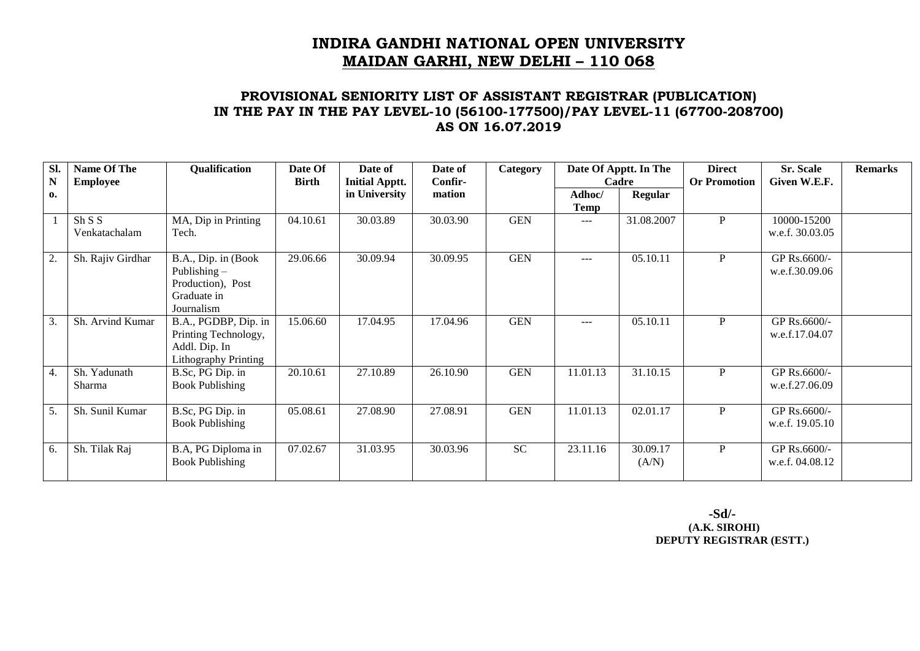# INDIRA GANDHI NATIONAL OPEN UNIVERSITY
## MAIDAN GARHI, NEW DELHI – 110 068

### PROVISIONAL SENIORITY LIST OF ASSISTANT REGISTRAR (PUBLICATION) IN THE PAY IN THE PAY LEVEL-10 (56100-177500)/PAY LEVEL-11 (67700-208700) AS ON 16.07.2019

| Sl. No. | Name Of The Employee | Qualification | Date Of Birth | Date of Initial Apptt. in University | Date of Confir-mation | Category | Date Of Apptt. In The Cadre | | Direct Or Promotion | Sr. Scale Given W.E.F. | Remarks |
|---|---|---|---|---|---|---|---|---|---|---|---|
| | | | | | | | Adhoc/ Temp | Regular | | | |
| 1 | Sh S S Venkatachalam | MA, Dip in Printing Tech. | 04.10.61 | 30.03.89 | 30.03.90 | GEN | --- | 31.08.2007 | P | 10000-15200 w.e.f. 30.03.05 | |
| 2. | Sh. Rajiv Girdhar | B.A., Dip. in (Book Publishing – Production), Post Graduate in Journalism | 29.06.66 | 30.09.94 | 30.09.95 | GEN | --- | 05.10.11 | P | GP Rs.6600/- w.e.f.30.09.06 | |
| 3. | Sh. Arvind Kumar | B.A., PGDBP, Dip. in Printing Technology, Addl. Dip. In Lithography Printing | 15.06.60 | 17.04.95 | 17.04.96 | GEN | --- | 05.10.11 | P | GP Rs.6600/- w.e.f.17.04.07 | |
| 4. | Sh. Yadunath Sharma | B.Sc, PG Dip. in Book Publishing | 20.10.61 | 27.10.89 | 26.10.90 | GEN | 11.01.13 | 31.10.15 | P | GP Rs.6600/- w.e.f.27.06.09 | |
| 5. | Sh. Sunil Kumar | B.Sc, PG Dip. in Book Publishing | 05.08.61 | 27.08.90 | 27.08.91 | GEN | 11.01.13 | 02.01.17 | P | GP Rs.6600/- w.e.f. 19.05.10 | |
| 6. | Sh. Tilak Raj | B.A, PG Diploma in Book Publishing | 07.02.67 | 31.03.95 | 30.03.96 | SC | 23.11.16 | 30.09.17 (A/N) | P | GP Rs.6600/- w.e.f. 04.08.12 | |

**-Sd/-**
**(A.K. SIROHI)**
**DEPUTY REGISTRAR (ESTT.)**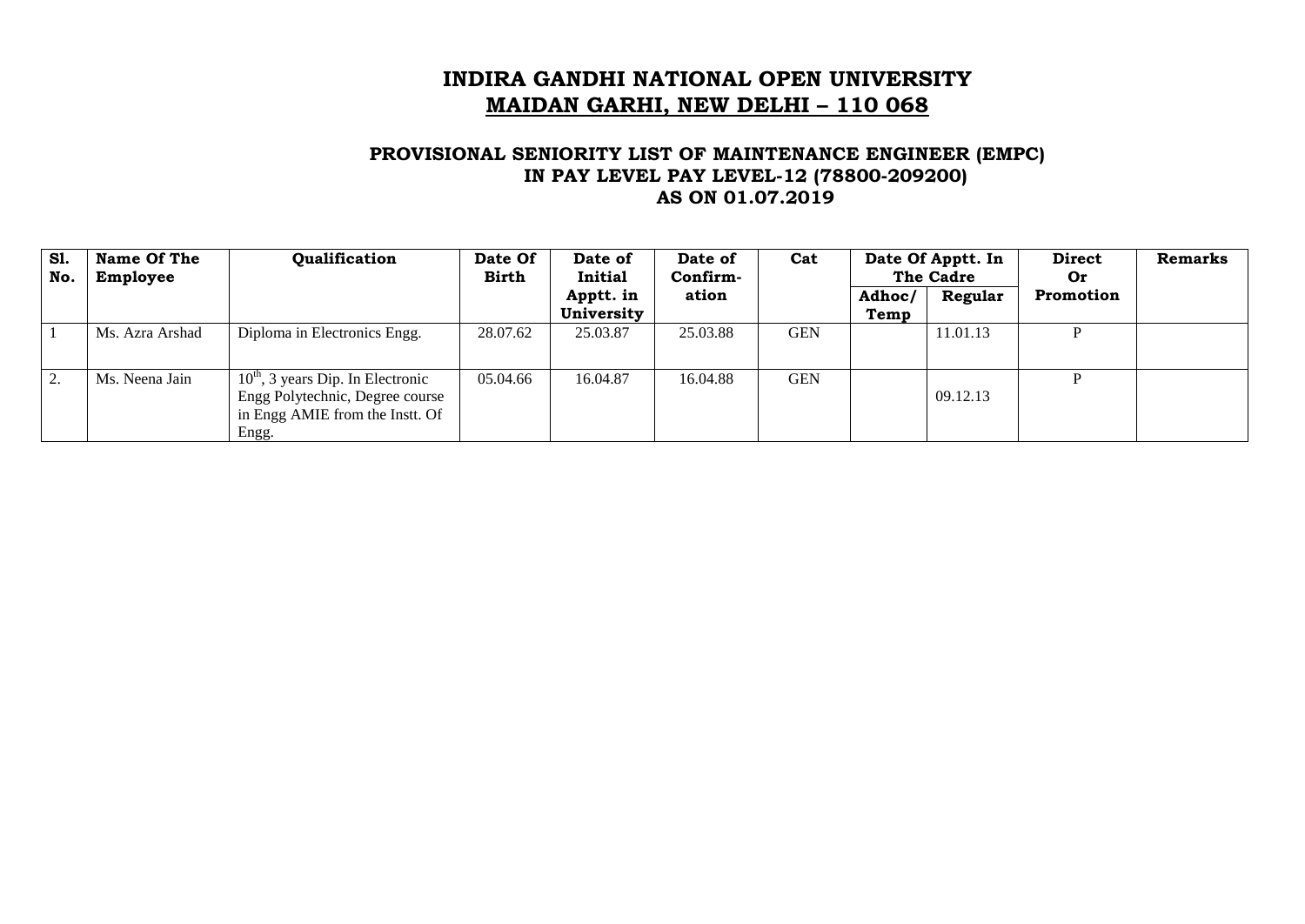# INDIRA GANDHI NATIONAL OPEN UNIVERSITY
## MAIDAN GARHI, NEW DELHI – 110 068

### PROVISIONAL SENIORITY LIST OF MAINTENANCE ENGINEER (EMPC) IN PAY LEVEL PAY LEVEL-12 (78800-209200) AS ON 01.07.2019

| Sl. No. | Name Of The Employee | Qualification | Date Of Birth | Date of Initial Apptt. in University | Date of Confirm-ation | Cat | Date Of Apptt. In The Cadre | | Direct Or Promotion | Remarks |
|---|---|---|---|---|---|---|---|---|---|---|
| | | | | | | | Adhoc/ Temp | Regular | | |
| 1 | Ms. Azra Arshad | Diploma in Electronics Engg. | 28.07.62 | 25.03.87 | 25.03.88 | GEN | | 11.01.13 | P | |
| 2. | Ms. Neena Jain | 10th, 3 years Dip. In Electronic Engg Polytechnic, Degree course in Engg AMIE from the Instt. Of Engg. | 05.04.66 | 16.04.87 | 16.04.88 | GEN | | 09.12.13 | P | |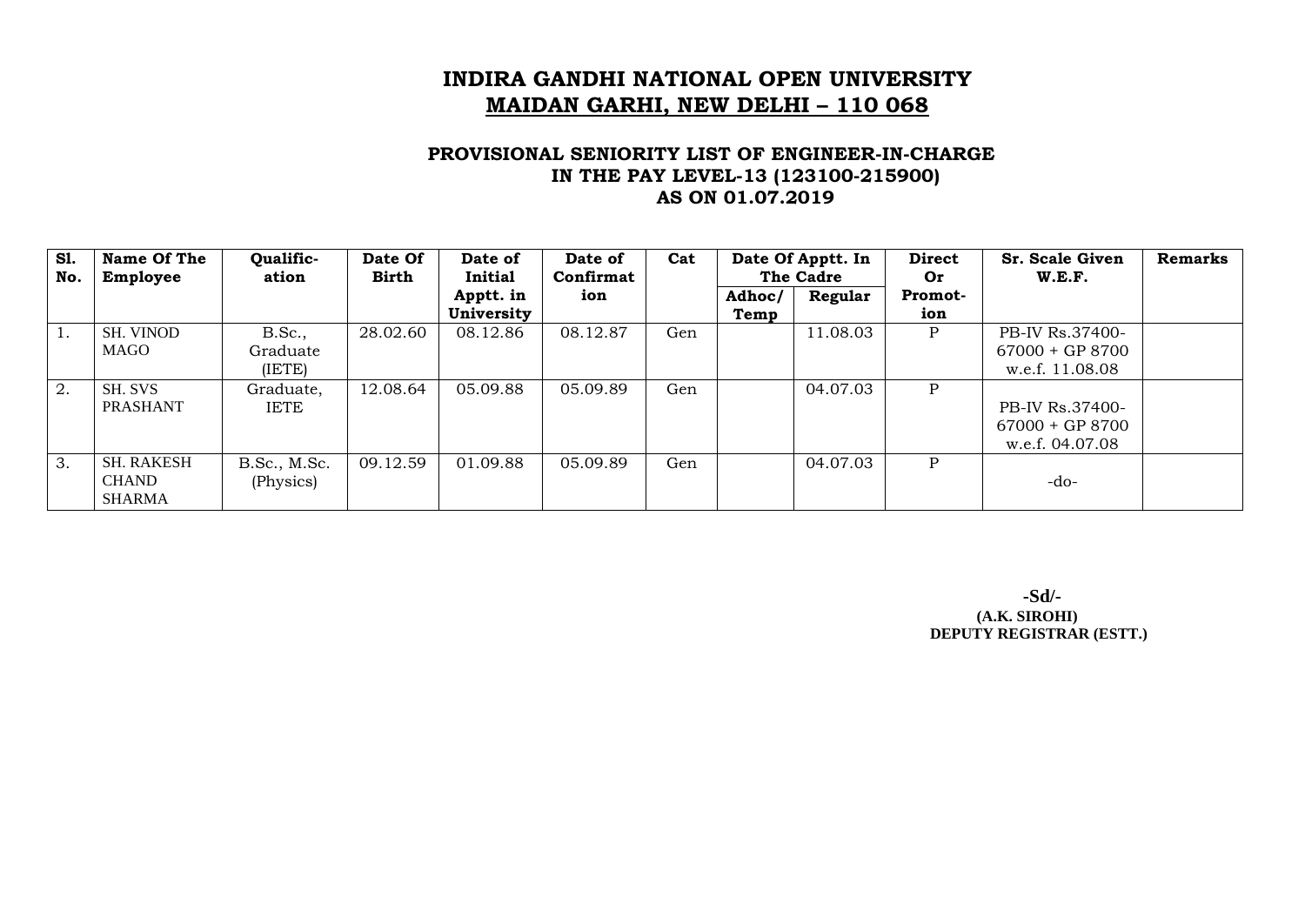# INDIRA GANDHI NATIONAL OPEN UNIVERSITY
## MAIDAN GARHI, NEW DELHI – 110 068

### PROVISIONAL SENIORITY LIST OF ENGINEER-IN-CHARGE IN THE PAY LEVEL-13 (123100-215900) AS ON 01.07.2019

| Sl. No. | Name Of The Employee | Qualification | Date Of Birth | Date of Initial Apptt. in University | Date of Confirmation | Cat | Date Of Apptt. In The Cadre | | Direct Or Promotion | Sr. Scale Given W.E.F. | Remarks |
|---|---|---|---|---|---|---|---|---|---|---|---|
| | | | | | | | Adhoc/ Temp | Regular | | | |
| 1. | SH. VINOD MAGO | B.Sc., Graduate (IETE) | 28.02.60 | 08.12.86 | 08.12.87 | Gen | | 11.08.03 | P | PB-IV Rs.37400-67000 + GP 8700 w.e.f. 11.08.08 | |
| 2. | SH. SVS PRASHANT | Graduate, IETE | 12.08.64 | 05.09.88 | 05.09.89 | Gen | | 04.07.03 | P | PB-IV Rs.37400-67000 + GP 8700 w.e.f. 04.07.08 | |
| 3. | SH. RAKESH CHAND SHARMA | B.Sc., M.Sc. (Physics) | 09.12.59 | 01.09.88 | 05.09.89 | Gen | | 04.07.03 | P | -do- | |

-Sd/-
(A.K. SIROHI)
DEPUTY REGISTRAR (ESTT.)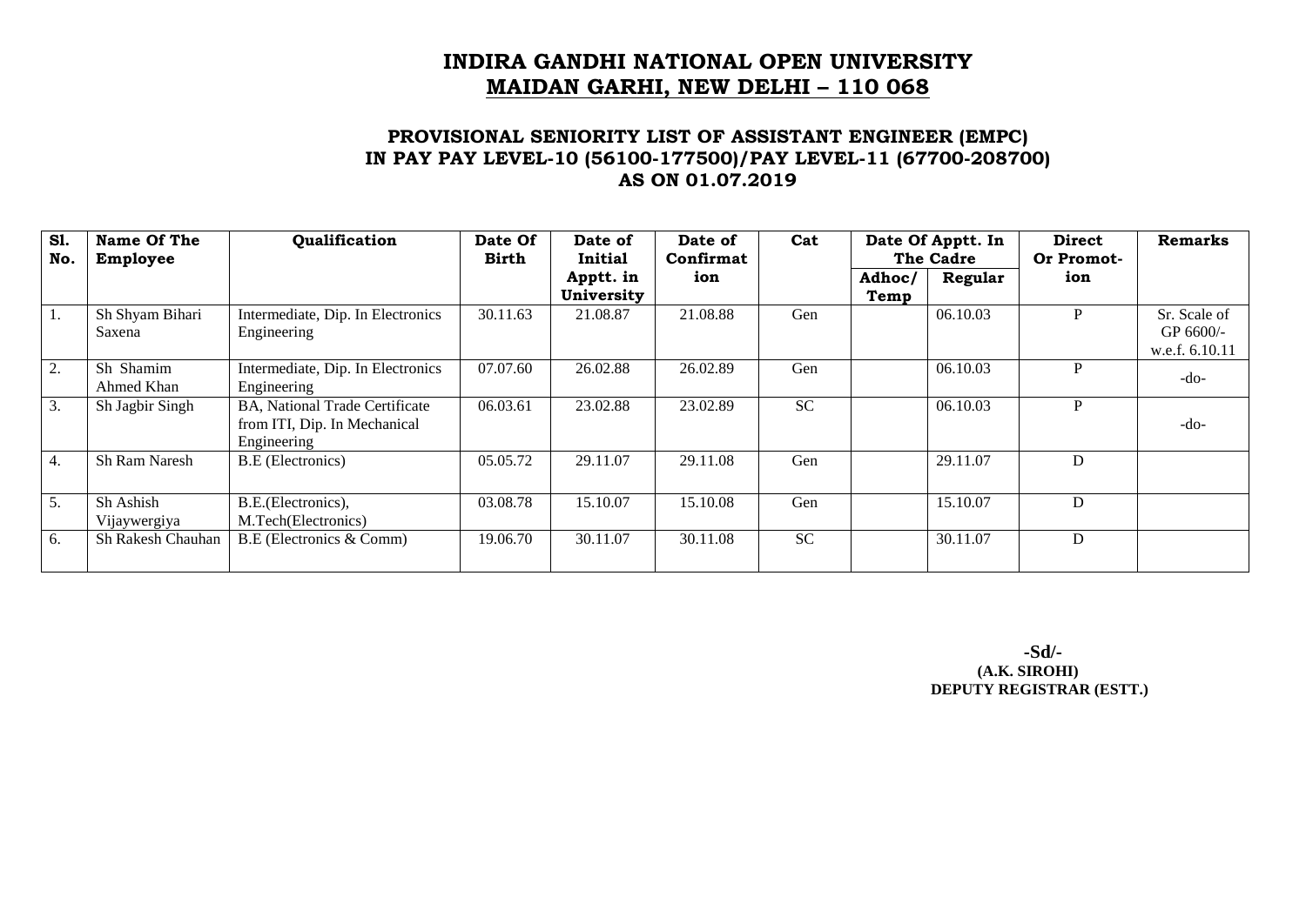# INDIRA GANDHI NATIONAL OPEN UNIVERSITY
## MAIDAN GARHI, NEW DELHI – 110 068

### PROVISIONAL SENIORITY LIST OF ASSISTANT ENGINEER (EMPC) IN PAY PAY LEVEL-10 (56100-177500)/PAY LEVEL-11 (67700-208700) AS ON 01.07.2019

| Sl. No. | Name Of The Employee | Qualification | Date Of Birth | Date of Initial Apptt. in University | Date of Confirmation | Cat | Date Of Apptt. In The Cadre | | Direct Or Promotion | Remarks |
|---|---|---|---|---|---|---|---|---|---|---|
| | | | | | | | Adhoc/ Temp | Regular | | |
| 1. | Sh Shyam Bihari Saxena | Intermediate, Dip. In Electronics Engineering | 30.11.63 | 21.08.87 | 21.08.88 | Gen | | 06.10.03 | P | Sr. Scale of GP 6600/- w.e.f. 6.10.11 |
| 2. | Sh Shamim Ahmed Khan | Intermediate, Dip. In Electronics Engineering | 07.07.60 | 26.02.88 | 26.02.89 | Gen | | 06.10.03 | P | -do- |
| 3. | Sh Jagbir Singh | BA, National Trade Certificate from ITI, Dip. In Mechanical Engineering | 06.03.61 | 23.02.88 | 23.02.89 | SC | | 06.10.03 | P | -do- |
| 4. | Sh Ram Naresh | B.E (Electronics) | 05.05.72 | 29.11.07 | 29.11.08 | Gen | | 29.11.07 | D | |
| 5. | Sh Ashish Vijaywergiya | B.E.(Electronics), M.Tech(Electronics) | 03.08.78 | 15.10.07 | 15.10.08 | Gen | | 15.10.07 | D | |
| 6. | Sh Rakesh Chauhan | B.E (Electronics & Comm) | 19.06.70 | 30.11.07 | 30.11.08 | SC | | 30.11.07 | D | |

**-Sd/-**
**(A.K. SIROHI)**
**DEPUTY REGISTRAR (ESTT.)**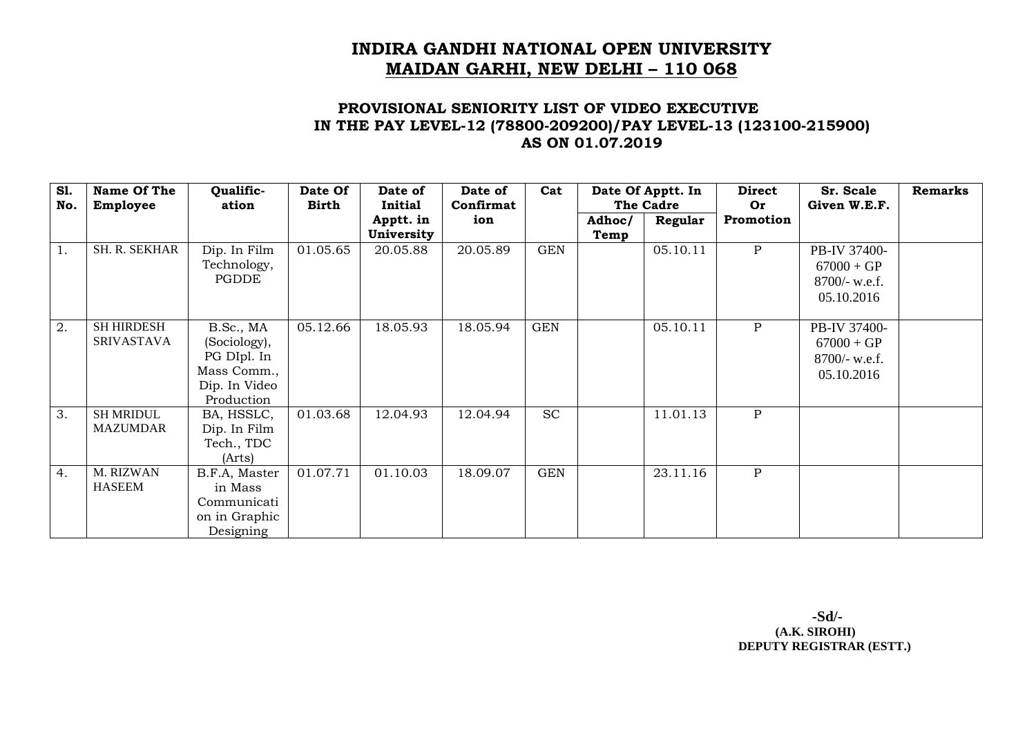# INDIRA GANDHI NATIONAL OPEN UNIVERSITY
## MAIDAN GARHI, NEW DELHI – 110 068

### PROVISIONAL SENIORITY LIST OF VIDEO EXECUTIVE IN THE PAY LEVEL-12 (78800-209200)/PAY LEVEL-13 (123100-215900) AS ON 01.07.2019

| Sl. No. | Name Of The Employee | Qualific-ation | Date Of Birth | Date of Initial Apptt. in University | Date of Confirmation | Cat | Date Of Apptt. In The Cadre | | Direct Or Promotion | Sr. Scale Given W.E.F. | Remarks |
|---|---|---|---|---|---|---|---|---|---|---|---|
| | | | | | | | Adhoc/ Temp | Regular | | | |
| 1. | SH. R. SEKHAR | Dip. In Film Technology, PGDDE | 01.05.65 | 20.05.88 | 20.05.89 | GEN | | 05.10.11 | P | PB-IV 37400-67000 + GP 8700/- w.e.f. 05.10.2016 | |
| 2. | SH HIRDESH SRIVASTAVA | B.Sc., MA (Sociology), PG DIpl. In Mass Comm., Dip. In Video Production | 05.12.66 | 18.05.93 | 18.05.94 | GEN | | 05.10.11 | P | PB-IV 37400-67000 + GP 8700/- w.e.f. 05.10.2016 | |
| 3. | SH MRIDUL MAZUMDAR | BA, HSSLC, Dip. In Film Tech., TDC (Arts) | 01.03.68 | 12.04.93 | 12.04.94 | SC | | 11.01.13 | P | | |
| 4. | M. RIZWAN HASEEM | B.F.A, Master in Mass Communication in Graphic Designing | 01.07.71 | 01.10.03 | 18.09.07 | GEN | | 23.11.16 | P | | |

**-Sd/-**
**(A.K. SIROHI)**
**DEPUTY REGISTRAR (ESTT.)**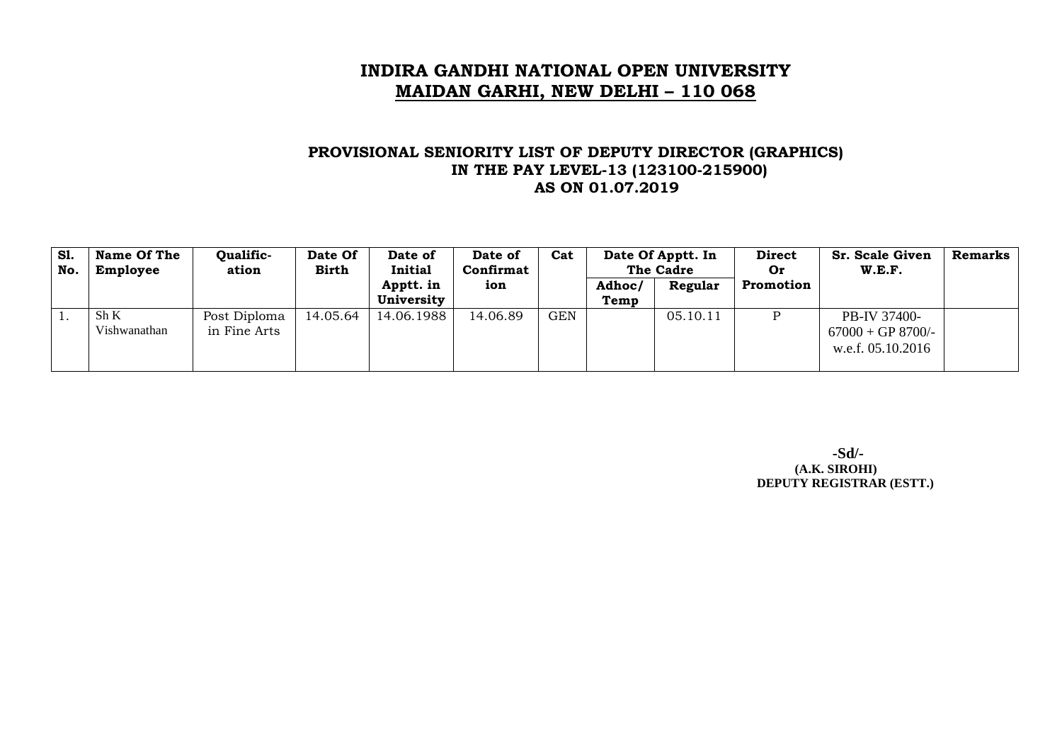# INDIRA GANDHI NATIONAL OPEN UNIVERSITY
## MAIDAN GARHI, NEW DELHI – 110 068

### PROVISIONAL SENIORITY LIST OF DEPUTY DIRECTOR (GRAPHICS) IN THE PAY LEVEL-13 (123100-215900) AS ON 01.07.2019

| Sl. No. | Name Of The Employee | Qualific-ation | Date Of Birth | Date of Initial Apptt. in University | Date of Confirmation | Cat | Date Of Apptt. In The Cadre | | Direct Or Promotion | Sr. Scale Given W.E.F. | Remarks |
|---|---|---|---|---|---|---|---|---|---|---|---|
| | | | | | | | Adhoc/ Temp | Regular | | | |
| 1. | Sh K Vishwanathan | Post Diploma in Fine Arts | 14.05.64 | 14.06.1988 | 14.06.89 | GEN | | 05.10.11 | P | PB-IV 37400-67000 + GP 8700/- w.e.f. 05.10.2016 | |

**-Sd/-**
**(A.K. SIROHI)**
**DEPUTY REGISTRAR (ESTT.)**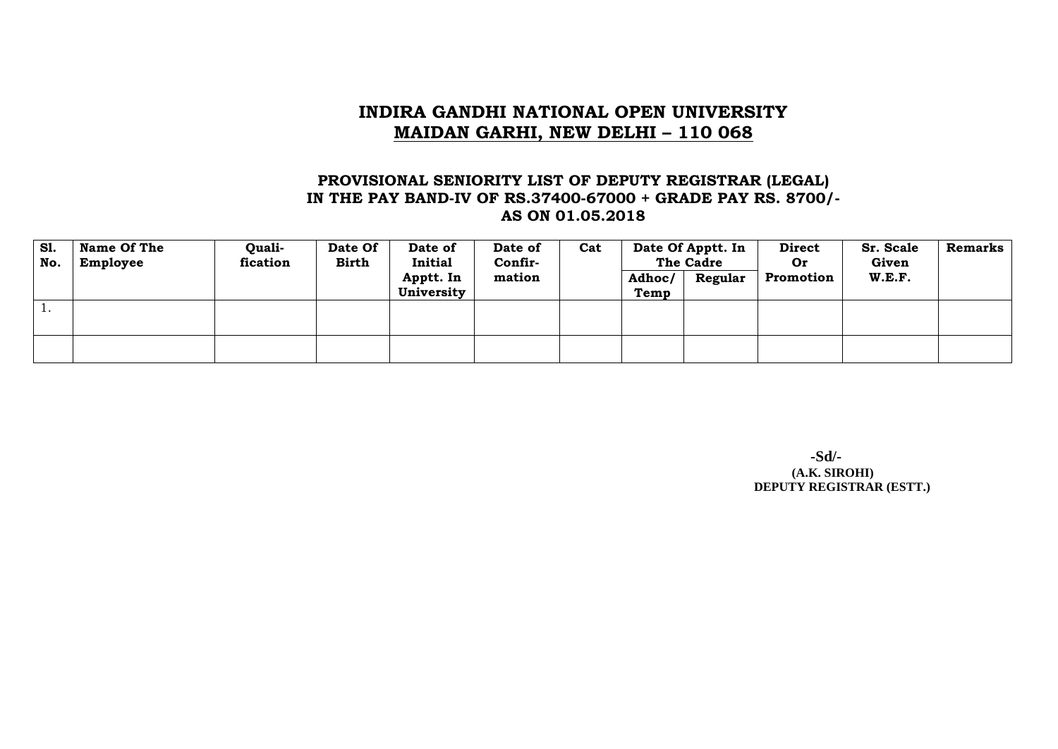# INDIRA GANDHI NATIONAL OPEN UNIVERSITY
## MAIDAN GARHI, NEW DELHI – 110 068

### PROVISIONAL SENIORITY LIST OF DEPUTY REGISTRAR (LEGAL) IN THE PAY BAND-IV OF RS.37400-67000 + GRADE PAY RS. 8700/- AS ON 01.05.2018

| Sl. No. | Name Of The Employee | Quali-fication | Date Of Birth | Date of Initial Apptt. In University | Date of Confir-mation | Cat | Date Of Apptt. In The Cadre | | Direct Or Promotion | Sr. Scale Given W.E.F. | Remarks |
|---|---|---|---|---|---|---|---|---|---|---|---|
| | | | | | | | Adhoc/ Temp | Regular | | | |
| 1. | | | | | | | | | | | |
| | | | | | | | | | | | |

**-Sd/-**
**(A.K. SIROHI)**
**DEPUTY REGISTRAR (ESTT.)**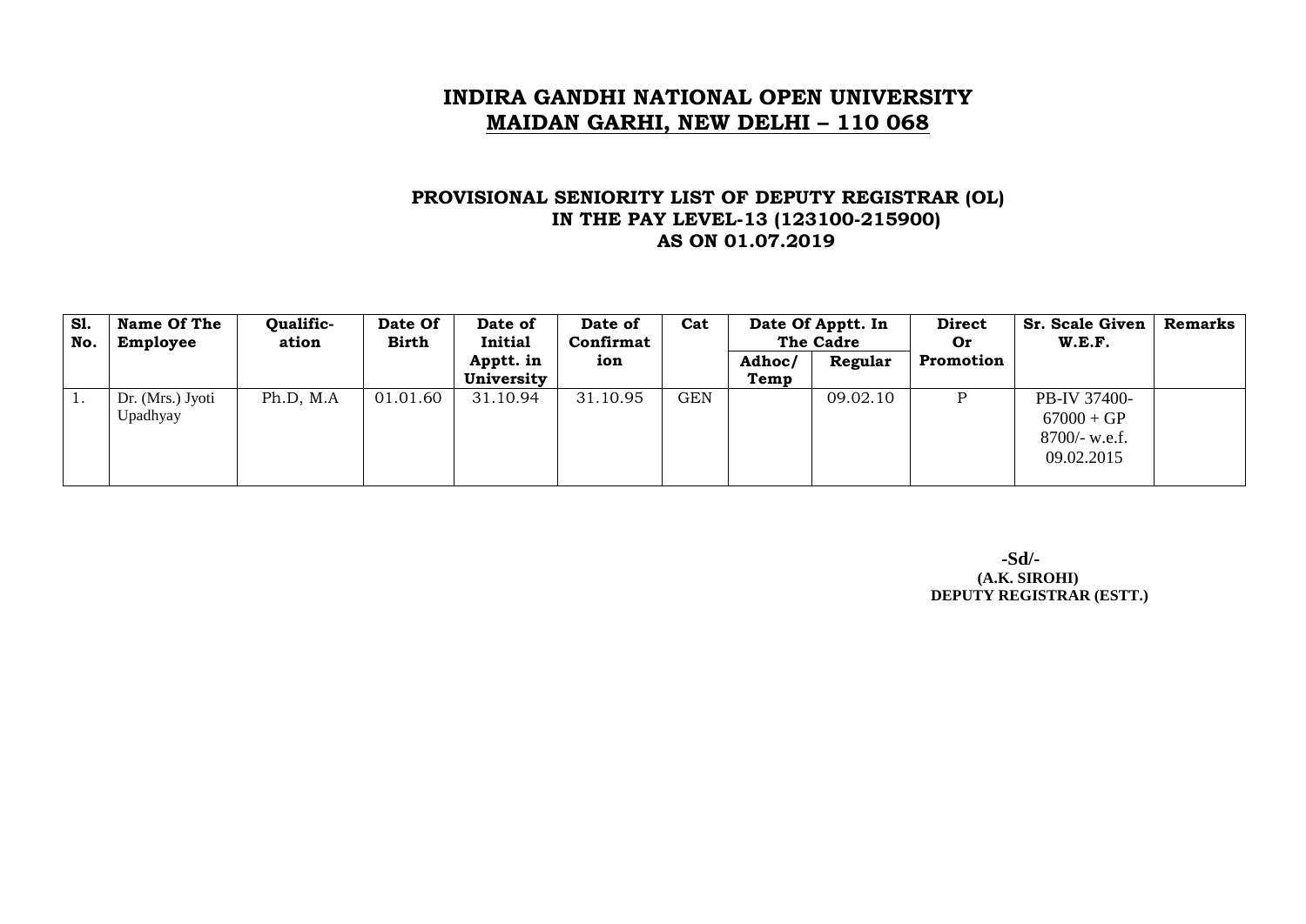# INDIRA GANDHI NATIONAL OPEN UNIVERSITY
## MAIDAN GARHI, NEW DELHI – 110 068

### PROVISIONAL SENIORITY LIST OF DEPUTY REGISTRAR (OL) IN THE PAY LEVEL-13 (123100-215900) AS ON 01.07.2019

| Sl. No. | Name Of The Employee | Qualific-ation | Date Of Birth | Date of Initial Apptt. in University | Date of Confirmation | Cat | Date Of Apptt. In The Cadre | | Direct Or Promotion | Sr. Scale Given W.E.F. | Remarks |
|---|---|---|---|---|---|---|---|---|---|---|---|
| | | | | | | | Adhoc/ Temp | Regular | | | |
| 1. | Dr. (Mrs.) Jyoti Upadhyay | Ph.D, M.A | 01.01.60 | 31.10.94 | 31.10.95 | GEN | | 09.02.10 | P | PB-IV 37400-67000 + GP 8700/- w.e.f. 09.02.2015 | |

**-Sd/-**
**(A.K. SIROHI)**
**DEPUTY REGISTRAR (ESTT.)**